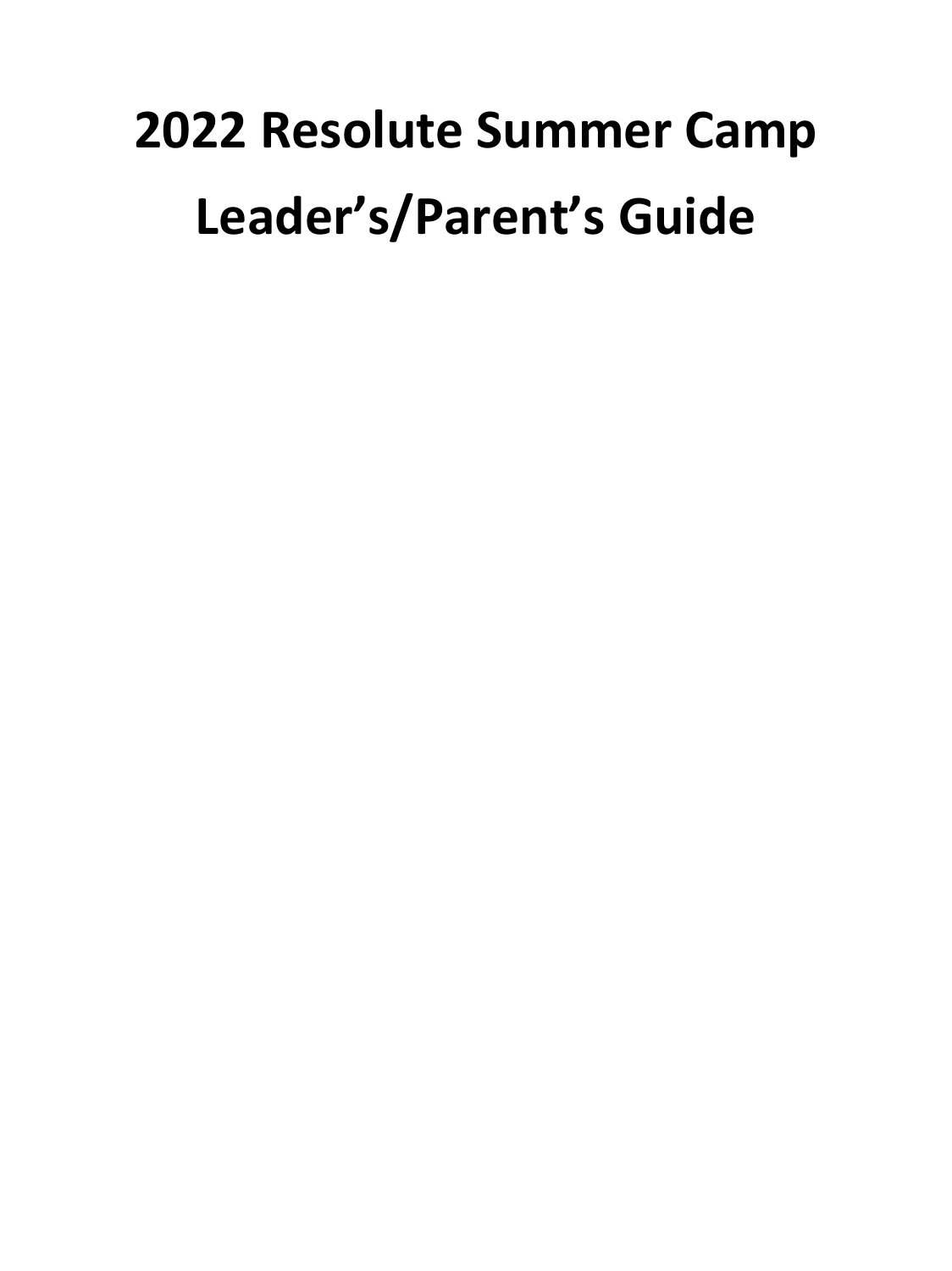# 2022 Resolute Summer Camp

# Leader’s/Parent’s Guide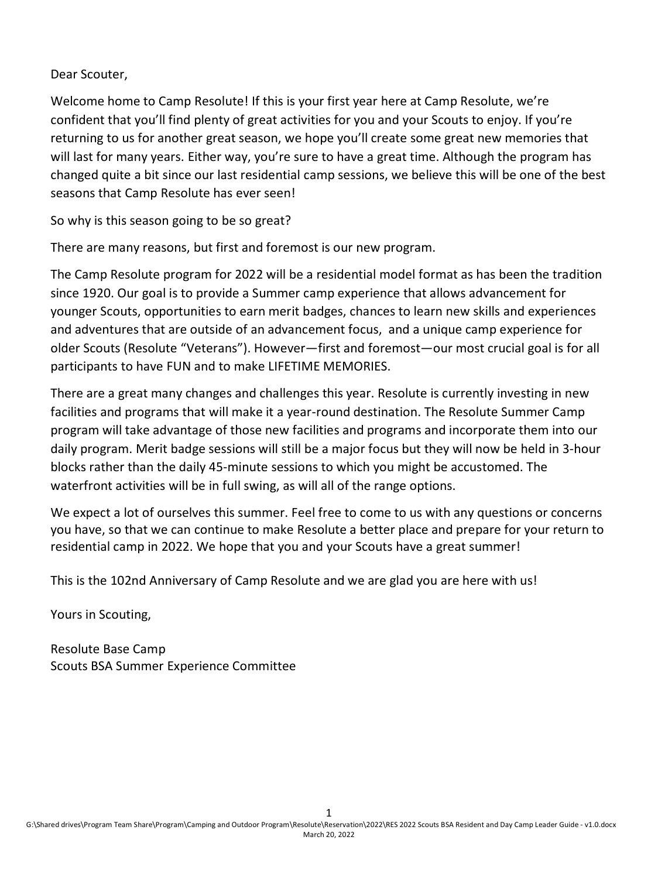Dear Scouter,

Welcome home to Camp Resolute! If this is your first year here at Camp Resolute, we're confident that you'll find plenty of great activities for you and your Scouts to enjoy. If you're returning to us for another great season, we hope you'll create some great new memories that will last for many years. Either way, you're sure to have a great time. Although the program has changed quite a bit since our last residential camp sessions, we believe this will be one of the best seasons that Camp Resolute has ever seen!

So why is this season going to be so great?

There are many reasons, but first and foremost is our new program.

The Camp Resolute program for 2022 will be a residential model format as has been the tradition since 1920. Our goal is to provide a Summer camp experience that allows advancement for younger Scouts, opportunities to earn merit badges, chances to learn new skills and experiences and adventures that are outside of an advancement focus, and a unique camp experience for older Scouts (Resolute "Veterans"). However—first and foremost—our most crucial goal is for all participants to have FUN and to make LIFETIME MEMORIES.

There are a great many changes and challenges this year. Resolute is currently investing in new facilities and programs that will make it a year-round destination. The Resolute Summer Camp program will take advantage of those new facilities and programs and incorporate them into our daily program. Merit badge sessions will still be a major focus but they will now be held in 3-hour blocks rather than the daily 45-minute sessions to which you might be accustomed. The waterfront activities will be in full swing, as will all of the range options.

We expect a lot of ourselves this summer. Feel free to come to us with any questions or concerns you have, so that we can continue to make Resolute a better place and prepare for your return to residential camp in 2022. We hope that you and your Scouts have a great summer!

This is the 102nd Anniversary of Camp Resolute and we are glad you are here with us!

Yours in Scouting,

Resolute Base Camp
Scouts BSA Summer Experience Committee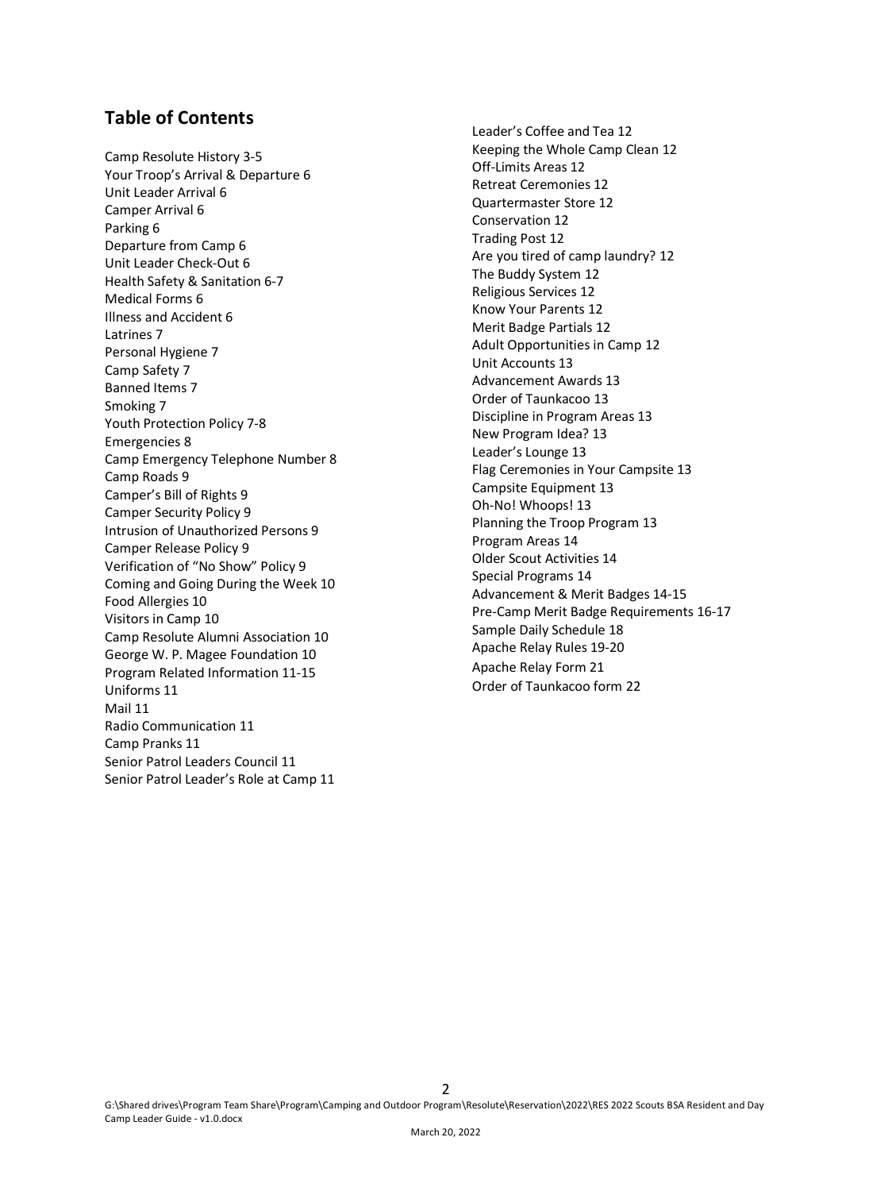## Table of Contents

Camp Resolute History 3-5
Your Troop's Arrival & Departure 6
Unit Leader Arrival 6
Camper Arrival 6
Parking 6
Departure from Camp 6
Unit Leader Check-Out 6
Health Safety & Sanitation 6-7
Medical Forms 6
Illness and Accident 6
Latrines 7
Personal Hygiene 7
Camp Safety 7
Banned Items 7
Smoking 7
Youth Protection Policy 7-8
Emergencies 8
Camp Emergency Telephone Number 8
Camp Roads 9
Camper's Bill of Rights 9
Camper Security Policy 9
Intrusion of Unauthorized Persons 9
Camper Release Policy 9
Verification of "No Show" Policy 9
Coming and Going During the Week 10
Food Allergies 10
Visitors in Camp 10
Camp Resolute Alumni Association 10
George W. P. Magee Foundation 10
Program Related Information 11-15
Uniforms 11
Mail 11
Radio Communication 11
Camp Pranks 11
Senior Patrol Leaders Council 11
Senior Patrol Leader's Role at Camp 11
Leader's Coffee and Tea 12
Keeping the Whole Camp Clean 12
Off-Limits Areas 12
Retreat Ceremonies 12
Quartermaster Store 12
Conservation 12
Trading Post 12
Are you tired of camp laundry? 12
The Buddy System 12
Religious Services 12
Know Your Parents 12
Merit Badge Partials 12
Adult Opportunities in Camp 12
Unit Accounts 13
Advancement Awards 13
Order of Taunkacoo 13
Discipline in Program Areas 13
New Program Idea? 13
Leader's Lounge 13
Flag Ceremonies in Your Campsite 13
Campsite Equipment 13
Oh-No! Whoops! 13
Planning the Troop Program 13
Program Areas 14
Older Scout Activities 14
Special Programs 14
Advancement & Merit Badges 14-15
Pre-Camp Merit Badge Requirements 16-17
Sample Daily Schedule 18
Apache Relay Rules 19-20
Apache Relay Form 21
Order of Taunkacoo form 22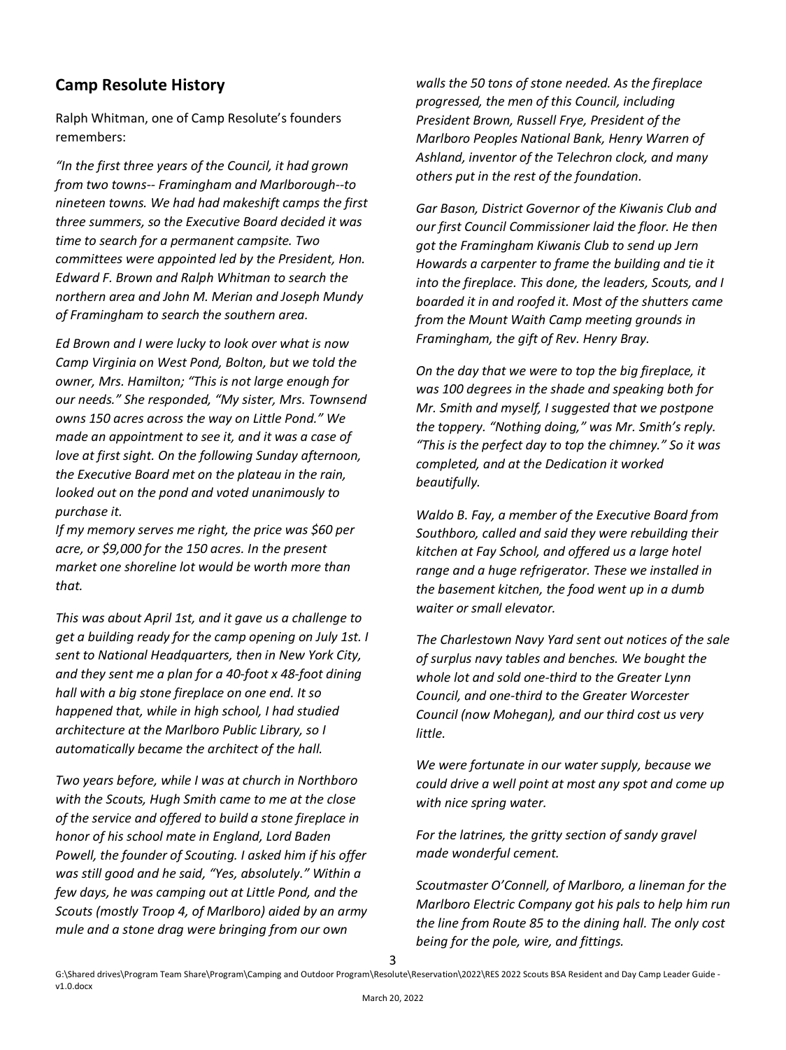## Camp Resolute History

Ralph Whitman, one of Camp Resolute's founders remembers:

*"In the first three years of the Council, it had grown from two towns-- Framingham and Marlborough--to nineteen towns. We had had makeshift camps the first three summers, so the Executive Board decided it was time to search for a permanent campsite. Two committees were appointed led by the President, Hon. Edward F. Brown and Ralph Whitman to search the northern area and John M. Merian and Joseph Mundy of Framingham to search the southern area.*

*Ed Brown and I were lucky to look over what is now Camp Virginia on West Pond, Bolton, but we told the owner, Mrs. Hamilton; "This is not large enough for our needs." She responded, "My sister, Mrs. Townsend owns 150 acres across the way on Little Pond." We made an appointment to see it, and it was a case of love at first sight. On the following Sunday afternoon, the Executive Board met on the plateau in the rain, looked out on the pond and voted unanimously to purchase it.*

*If my memory serves me right, the price was $60 per acre, or $9,000 for the 150 acres. In the present market one shoreline lot would be worth more than that.*

*This was about April 1st, and it gave us a challenge to get a building ready for the camp opening on July 1st. I sent to National Headquarters, then in New York City, and they sent me a plan for a 40-foot x 48-foot dining hall with a big stone fireplace on one end. It so happened that, while in high school, I had studied architecture at the Marlboro Public Library, so I automatically became the architect of the hall.*

*Two years before, while I was at church in Northboro with the Scouts, Hugh Smith came to me at the close of the service and offered to build a stone fireplace in honor of his school mate in England, Lord Baden Powell, the founder of Scouting. I asked him if his offer was still good and he said, "Yes, absolutely." Within a few days, he was camping out at Little Pond, and the Scouts (mostly Troop 4, of Marlboro) aided by an army mule and a stone drag were bringing from our own walls the 50 tons of stone needed. As the fireplace progressed, the men of this Council, including President Brown, Russell Frye, President of the Marlboro Peoples National Bank, Henry Warren of Ashland, inventor of the Telechron clock, and many others put in the rest of the foundation.*

*Gar Bason, District Governor of the Kiwanis Club and our first Council Commissioner laid the floor. He then got the Framingham Kiwanis Club to send up Jern Howards a carpenter to frame the building and tie it into the fireplace. This done, the leaders, Scouts, and I boarded it in and roofed it. Most of the shutters came from the Mount Waith Camp meeting grounds in Framingham, the gift of Rev. Henry Bray.*

*On the day that we were to top the big fireplace, it was 100 degrees in the shade and speaking both for Mr. Smith and myself, I suggested that we postpone the toppery. "Nothing doing," was Mr. Smith's reply. "This is the perfect day to top the chimney." So it was completed, and at the Dedication it worked beautifully.*

*Waldo B. Fay, a member of the Executive Board from Southboro, called and said they were rebuilding their kitchen at Fay School, and offered us a large hotel range and a huge refrigerator. These we installed in the basement kitchen, the food went up in a dumb waiter or small elevator.*

*The Charlestown Navy Yard sent out notices of the sale of surplus navy tables and benches. We bought the whole lot and sold one-third to the Greater Lynn Council, and one-third to the Greater Worcester Council (now Mohegan), and our third cost us very little.*

*We were fortunate in our water supply, because we could drive a well point at most any spot and come up with nice spring water.*

*For the latrines, the gritty section of sandy gravel made wonderful cement.*

*Scoutmaster O'Connell, of Marlboro, a lineman for the Marlboro Electric Company got his pals to help him run the line from Route 85 to the dining hall. The only cost being for the pole, wire, and fittings.*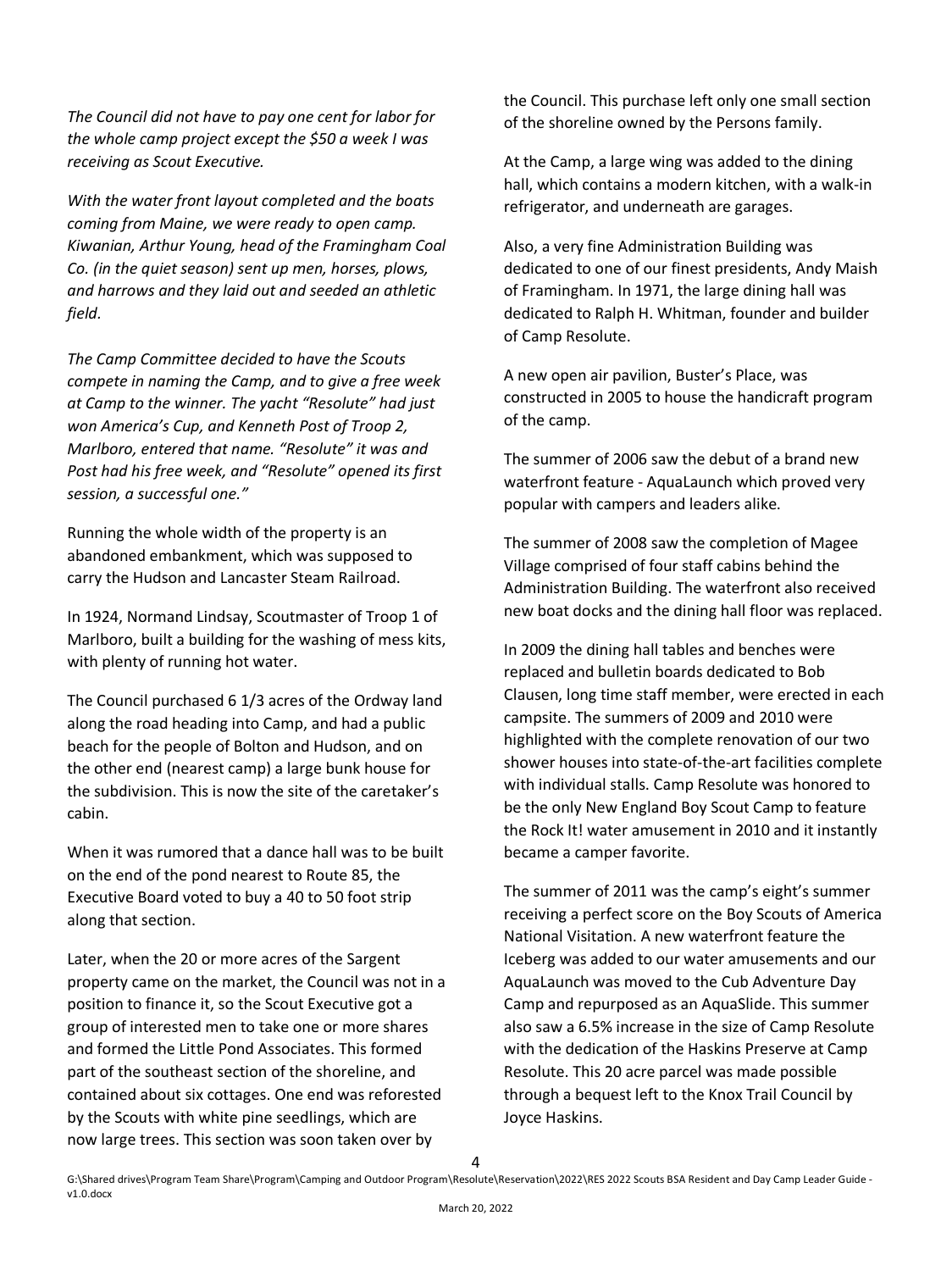*The Council did not have to pay one cent for labor for the whole camp project except the $50 a week I was receiving as Scout Executive.*

*With the water front layout completed and the boats coming from Maine, we were ready to open camp. Kiwanian, Arthur Young, head of the Framingham Coal Co. (in the quiet season) sent up men, horses, plows, and harrows and they laid out and seeded an athletic field.*

*The Camp Committee decided to have the Scouts compete in naming the Camp, and to give a free week at Camp to the winner. The yacht "Resolute" had just won America's Cup, and Kenneth Post of Troop 2, Marlboro, entered that name. "Resolute" it was and Post had his free week, and "Resolute" opened its first session, a successful one."*

Running the whole width of the property is an abandoned embankment, which was supposed to carry the Hudson and Lancaster Steam Railroad.

In 1924, Normand Lindsay, Scoutmaster of Troop 1 of Marlboro, built a building for the washing of mess kits, with plenty of running hot water.

The Council purchased 6 1/3 acres of the Ordway land along the road heading into Camp, and had a public beach for the people of Bolton and Hudson, and on the other end (nearest camp) a large bunk house for the subdivision. This is now the site of the caretaker's cabin.

When it was rumored that a dance hall was to be built on the end of the pond nearest to Route 85, the Executive Board voted to buy a 40 to 50 foot strip along that section.

Later, when the 20 or more acres of the Sargent property came on the market, the Council was not in a position to finance it, so the Scout Executive got a group of interested men to take one or more shares and formed the Little Pond Associates. This formed part of the southeast section of the shoreline, and contained about six cottages. One end was reforested by the Scouts with white pine seedlings, which are now large trees. This section was soon taken over by the Council. This purchase left only one small section of the shoreline owned by the Persons family.

At the Camp, a large wing was added to the dining hall, which contains a modern kitchen, with a walk-in refrigerator, and underneath are garages.

Also, a very fine Administration Building was dedicated to one of our finest presidents, Andy Maish of Framingham. In 1971, the large dining hall was dedicated to Ralph H. Whitman, founder and builder of Camp Resolute.

A new open air pavilion, Buster's Place, was constructed in 2005 to house the handicraft program of the camp.

The summer of 2006 saw the debut of a brand new waterfront feature - AquaLaunch which proved very popular with campers and leaders alike.

The summer of 2008 saw the completion of Magee Village comprised of four staff cabins behind the Administration Building. The waterfront also received new boat docks and the dining hall floor was replaced.

In 2009 the dining hall tables and benches were replaced and bulletin boards dedicated to Bob Clausen, long time staff member, were erected in each campsite. The summers of 2009 and 2010 were highlighted with the complete renovation of our two shower houses into state-of-the-art facilities complete with individual stalls. Camp Resolute was honored to be the only New England Boy Scout Camp to feature the Rock It! water amusement in 2010 and it instantly became a camper favorite.

The summer of 2011 was the camp's eight's summer receiving a perfect score on the Boy Scouts of America National Visitation. A new waterfront feature the Iceberg was added to our water amusements and our AquaLaunch was moved to the Cub Adventure Day Camp and repurposed as an AquaSlide. This summer also saw a 6.5% increase in the size of Camp Resolute with the dedication of the Haskins Preserve at Camp Resolute. This 20 acre parcel was made possible through a bequest left to the Knox Trail Council by Joyce Haskins.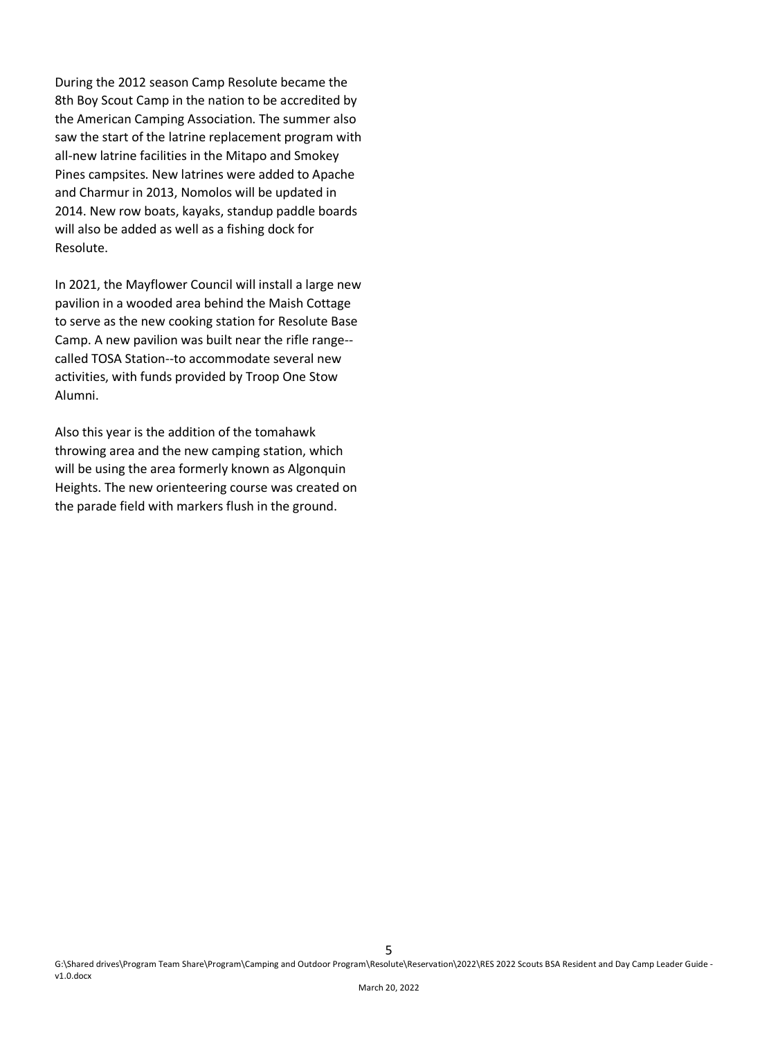During the 2012 season Camp Resolute became the 8th Boy Scout Camp in the nation to be accredited by the American Camping Association. The summer also saw the start of the latrine replacement program with all-new latrine facilities in the Mitapo and Smokey Pines campsites. New latrines were added to Apache and Charmur in 2013, Nomolos will be updated in 2014. New row boats, kayaks, standup paddle boards will also be added as well as a fishing dock for Resolute.

In 2021, the Mayflower Council will install a large new pavilion in a wooded area behind the Maish Cottage to serve as the new cooking station for Resolute Base Camp. A new pavilion was built near the rifle range--called TOSA Station--to accommodate several new activities, with funds provided by Troop One Stow Alumni.

Also this year is the addition of the tomahawk throwing area and the new camping station, which will be using the area formerly known as Algonquin Heights. The new orienteering course was created on the parade field with markers flush in the ground.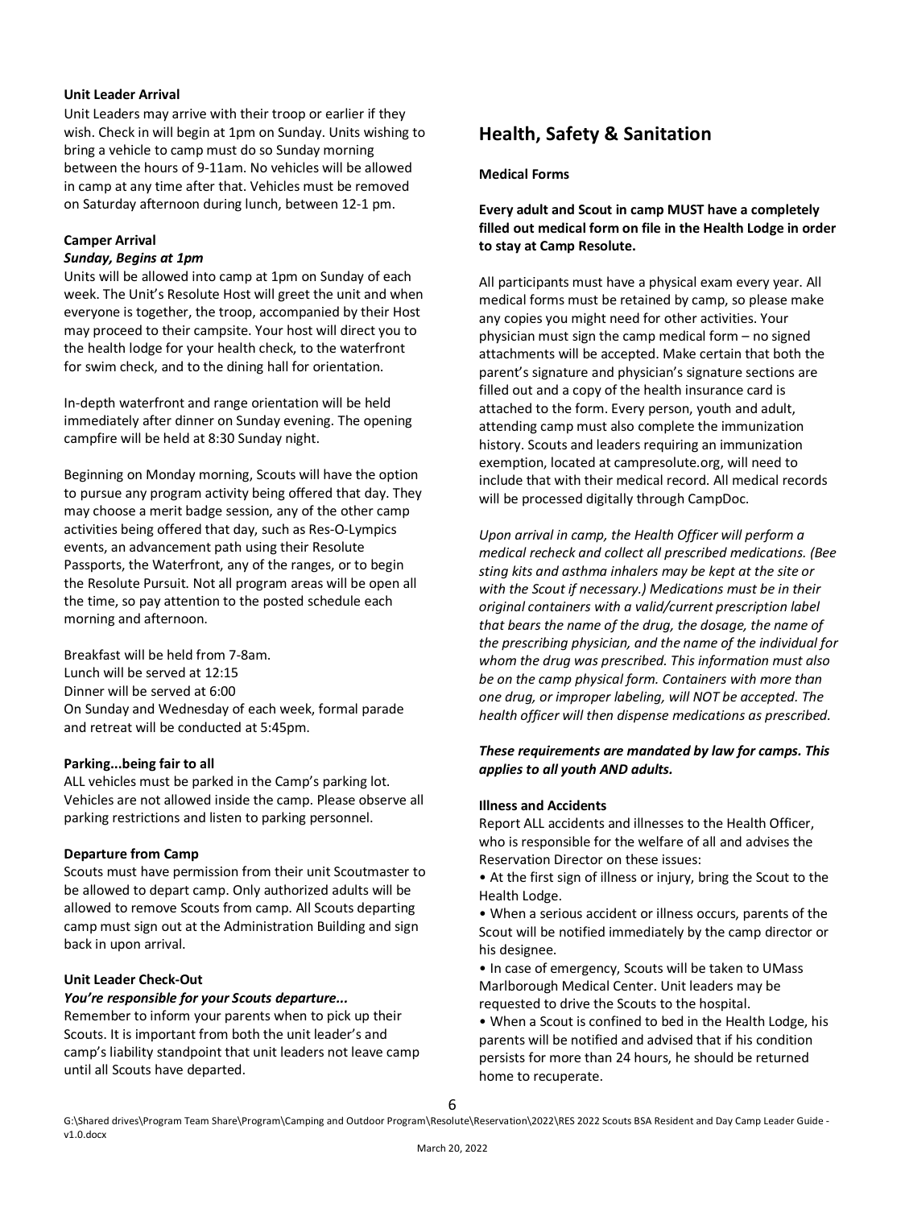#### Unit Leader Arrival

Unit Leaders may arrive with their troop or earlier if they wish. Check in will begin at 1pm on Sunday. Units wishing to bring a vehicle to camp must do so Sunday morning between the hours of 9-11am. No vehicles will be allowed in camp at any time after that. Vehicles must be removed on Saturday afternoon during lunch, between 12-1 pm.

#### Camper Arrival

***Sunday, Begins at 1pm***

Units will be allowed into camp at 1pm on Sunday of each week. The Unit's Resolute Host will greet the unit and when everyone is together, the troop, accompanied by their Host may proceed to their campsite. Your host will direct you to the health lodge for your health check, to the waterfront for swim check, and to the dining hall for orientation.

In-depth waterfront and range orientation will be held immediately after dinner on Sunday evening. The opening campfire will be held at 8:30 Sunday night.

Beginning on Monday morning, Scouts will have the option to pursue any program activity being offered that day. They may choose a merit badge session, any of the other camp activities being offered that day, such as Res-O-Lympics events, an advancement path using their Resolute Passports, the Waterfront, any of the ranges, or to begin the Resolute Pursuit. Not all program areas will be open all the time, so pay attention to the posted schedule each morning and afternoon.

Breakfast will be held from 7-8am.
Lunch will be served at 12:15
Dinner will be served at 6:00
On Sunday and Wednesday of each week, formal parade and retreat will be conducted at 5:45pm.

#### Parking...being fair to all

ALL vehicles must be parked in the Camp's parking lot. Vehicles are not allowed inside the camp. Please observe all parking restrictions and listen to parking personnel.

#### Departure from Camp

Scouts must have permission from their unit Scoutmaster to be allowed to depart camp. Only authorized adults will be allowed to remove Scouts from camp. All Scouts departing camp must sign out at the Administration Building and sign back in upon arrival.

#### Unit Leader Check-Out

***You're responsible for your Scouts departure...***

Remember to inform your parents when to pick up their Scouts. It is important from both the unit leader's and camp's liability standpoint that unit leaders not leave camp until all Scouts have departed.

## Health, Safety & Sanitation

#### Medical Forms

**Every adult and Scout in camp MUST have a completely filled out medical form on file in the Health Lodge in order to stay at Camp Resolute.**

All participants must have a physical exam every year. All medical forms must be retained by camp, so please make any copies you might need for other activities. Your physician must sign the camp medical form – no signed attachments will be accepted. Make certain that both the parent's signature and physician's signature sections are filled out and a copy of the health insurance card is attached to the form. Every person, youth and adult, attending camp must also complete the immunization history. Scouts and leaders requiring an immunization exemption, located at campresolute.org, will need to include that with their medical record. All medical records will be processed digitally through CampDoc.

*Upon arrival in camp, the Health Officer will perform a medical recheck and collect all prescribed medications. (Bee sting kits and asthma inhalers may be kept at the site or with the Scout if necessary.) Medications must be in their original containers with a valid/current prescription label that bears the name of the drug, the dosage, the name of the prescribing physician, and the name of the individual for whom the drug was prescribed. This information must also be on the camp physical form. Containers with more than one drug, or improper labeling, will NOT be accepted. The health officer will then dispense medications as prescribed.*

***These requirements are mandated by law for camps. This applies to all youth AND adults.***

#### Illness and Accidents

Report ALL accidents and illnesses to the Health Officer, who is responsible for the welfare of all and advises the Reservation Director on these issues:

- At the first sign of illness or injury, bring the Scout to the Health Lodge.
- When a serious accident or illness occurs, parents of the Scout will be notified immediately by the camp director or his designee.
- In case of emergency, Scouts will be taken to UMass Marlborough Medical Center. Unit leaders may be requested to drive the Scouts to the hospital.
- When a Scout is confined to bed in the Health Lodge, his parents will be notified and advised that if his condition persists for more than 24 hours, he should be returned home to recuperate.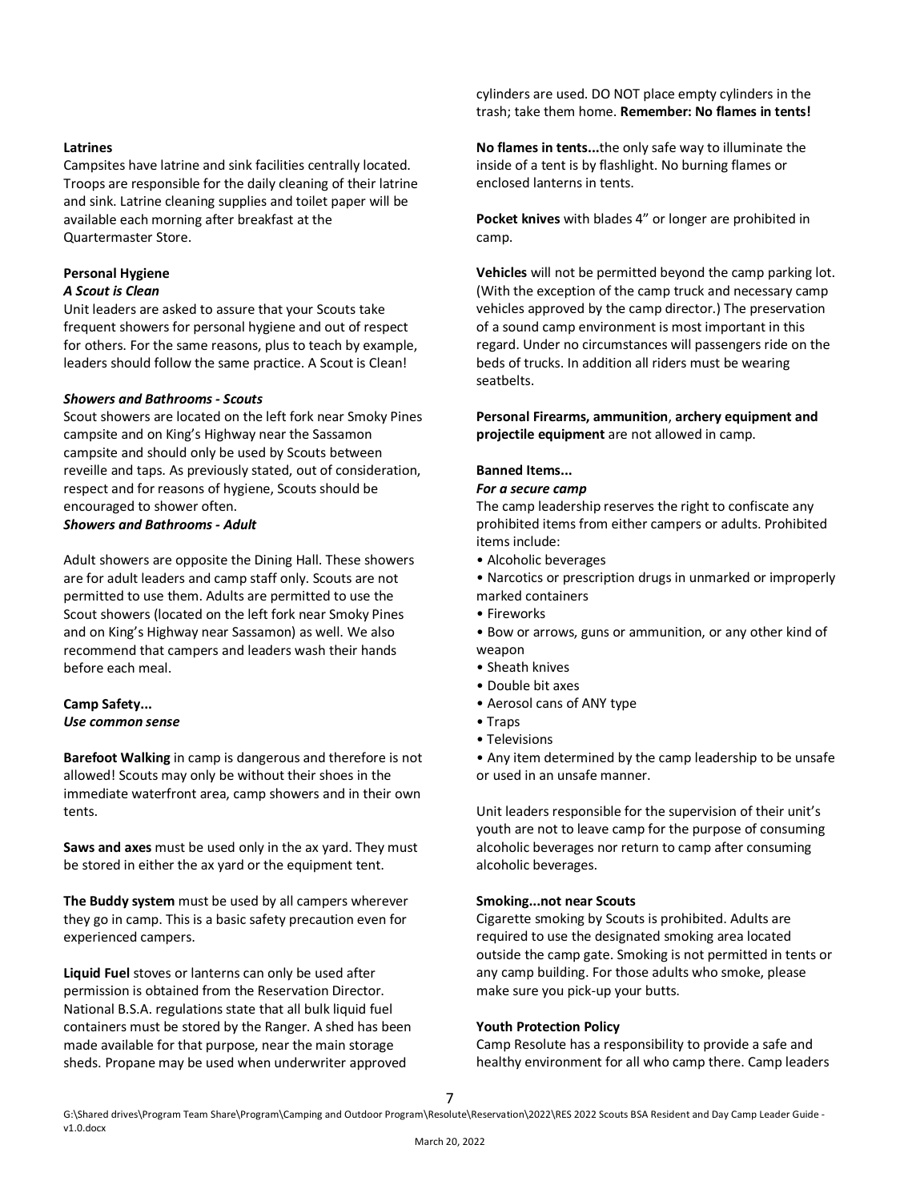**Latrines**
Campsites have latrine and sink facilities centrally located. Troops are responsible for the daily cleaning of their latrine and sink. Latrine cleaning supplies and toilet paper will be available each morning after breakfast at the Quartermaster Store.

**Personal Hygiene**
***A Scout is Clean***
Unit leaders are asked to assure that your Scouts take frequent showers for personal hygiene and out of respect for others. For the same reasons, plus to teach by example, leaders should follow the same practice. A Scout is Clean!

***Showers and Bathrooms - Scouts***
Scout showers are located on the left fork near Smoky Pines campsite and on King's Highway near the Sassamon campsite and should only be used by Scouts between reveille and taps. As previously stated, out of consideration, respect and for reasons of hygiene, Scouts should be encouraged to shower often.
***Showers and Bathrooms - Adult***

Adult showers are opposite the Dining Hall. These showers are for adult leaders and camp staff only. Scouts are not permitted to use them. Adults are permitted to use the Scout showers (located on the left fork near Smoky Pines and on King's Highway near Sassamon) as well. We also recommend that campers and leaders wash their hands before each meal.

**Camp Safety...**
***Use common sense***

**Barefoot Walking** in camp is dangerous and therefore is not allowed! Scouts may only be without their shoes in the immediate waterfront area, camp showers and in their own tents.

**Saws and axes** must be used only in the ax yard. They must be stored in either the ax yard or the equipment tent.

**The Buddy system** must be used by all campers wherever they go in camp. This is a basic safety precaution even for experienced campers.

**Liquid Fuel** stoves or lanterns can only be used after permission is obtained from the Reservation Director. National B.S.A. regulations state that all bulk liquid fuel containers must be stored by the Ranger. A shed has been made available for that purpose, near the main storage sheds. Propane may be used when underwriter approved cylinders are used. DO NOT place empty cylinders in the trash; take them home. **Remember: No flames in tents!**

**No flames in tents...**the only safe way to illuminate the inside of a tent is by flashlight. No burning flames or enclosed lanterns in tents.

**Pocket knives** with blades 4" or longer are prohibited in camp.

**Vehicles** will not be permitted beyond the camp parking lot. (With the exception of the camp truck and necessary camp vehicles approved by the camp director.) The preservation of a sound camp environment is most important in this regard. Under no circumstances will passengers ride on the beds of trucks. In addition all riders must be wearing seatbelts.

**Personal Firearms, ammunition**, **archery equipment and projectile equipment** are not allowed in camp.

**Banned Items...**
***For a secure camp***
The camp leadership reserves the right to confiscate any prohibited items from either campers or adults. Prohibited items include:

- Alcoholic beverages
- Narcotics or prescription drugs in unmarked or improperly marked containers
- Fireworks
- Bow or arrows, guns or ammunition, or any other kind of weapon
- Sheath knives
- Double bit axes
- Aerosol cans of ANY type
- Traps
- Televisions
- Any item determined by the camp leadership to be unsafe or used in an unsafe manner.

Unit leaders responsible for the supervision of their unit's youth are not to leave camp for the purpose of consuming alcoholic beverages nor return to camp after consuming alcoholic beverages.

**Smoking...not near Scouts**
Cigarette smoking by Scouts is prohibited. Adults are required to use the designated smoking area located outside the camp gate. Smoking is not permitted in tents or any camp building. For those adults who smoke, please make sure you pick-up your butts.

**Youth Protection Policy**
Camp Resolute has a responsibility to provide a safe and healthy environment for all who camp there. Camp leaders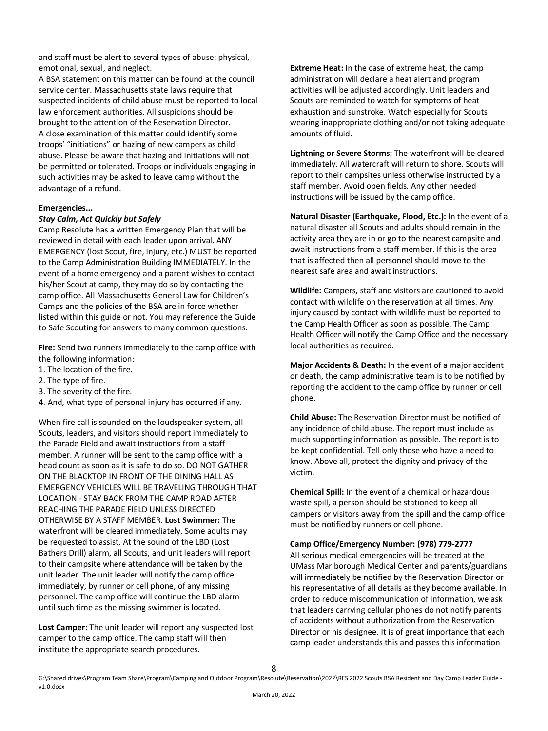and staff must be alert to several types of abuse: physical, emotional, sexual, and neglect.
A BSA statement on this matter can be found at the council service center. Massachusetts state laws require that suspected incidents of child abuse must be reported to local law enforcement authorities. All suspicions should be brought to the attention of the Reservation Director.
A close examination of this matter could identify some troops' "initiations" or hazing of new campers as child abuse. Please be aware that hazing and initiations will not be permitted or tolerated. Troops or individuals engaging in such activities may be asked to leave camp without the advantage of a refund.

**Emergencies...**

***Stay Calm, Act Quickly but Safely***

Camp Resolute has a written Emergency Plan that will be reviewed in detail with each leader upon arrival. ANY EMERGENCY (lost Scout, fire, injury, etc.) MUST be reported to the Camp Administration Building IMMEDIATELY. In the event of a home emergency and a parent wishes to contact his/her Scout at camp, they may do so by contacting the camp office. All Massachusetts General Law for Children's Camps and the policies of the BSA are in force whether listed within this guide or not. You may reference the Guide to Safe Scouting for answers to many common questions.

**Fire:** Send two runners immediately to the camp office with the following information:

1. The location of the fire.
2. The type of fire.
3. The severity of the fire.
4. And, what type of personal injury has occurred if any.

When fire call is sounded on the loudspeaker system, all Scouts, leaders, and visitors should report immediately to the Parade Field and await instructions from a staff member. A runner will be sent to the camp office with a head count as soon as it is safe to do so. DO NOT GATHER ON THE BLACKTOP IN FRONT OF THE DINING HALL AS EMERGENCY VEHICLES WILL BE TRAVELING THROUGH THAT LOCATION - STAY BACK FROM THE CAMP ROAD AFTER REACHING THE PARADE FIELD UNLESS DIRECTED OTHERWISE BY A STAFF MEMBER. **Lost Swimmer:** The waterfront will be cleared immediately. Some adults may be requested to assist. At the sound of the LBD (Lost Bathers Drill) alarm, all Scouts, and unit leaders will report to their campsite where attendance will be taken by the unit leader. The unit leader will notify the camp office immediately, by runner or cell phone, of any missing personnel. The camp office will continue the LBD alarm until such time as the missing swimmer is located.

**Lost Camper:** The unit leader will report any suspected lost camper to the camp office. The camp staff will then institute the appropriate search procedures.

**Extreme Heat:** In the case of extreme heat, the camp administration will declare a heat alert and program activities will be adjusted accordingly. Unit leaders and Scouts are reminded to watch for symptoms of heat exhaustion and sunstroke. Watch especially for Scouts wearing inappropriate clothing and/or not taking adequate amounts of fluid.

**Lightning or Severe Storms:** The waterfront will be cleared immediately. All watercraft will return to shore. Scouts will report to their campsites unless otherwise instructed by a staff member. Avoid open fields. Any other needed instructions will be issued by the camp office.

**Natural Disaster (Earthquake, Flood, Etc.):** In the event of a natural disaster all Scouts and adults should remain in the activity area they are in or go to the nearest campsite and await instructions from a staff member. If this is the area that is affected then all personnel should move to the nearest safe area and await instructions.

**Wildlife:** Campers, staff and visitors are cautioned to avoid contact with wildlife on the reservation at all times. Any injury caused by contact with wildlife must be reported to the Camp Health Officer as soon as possible. The Camp Health Officer will notify the Camp Office and the necessary local authorities as required.

**Major Accidents & Death:** In the event of a major accident or death, the camp administrative team is to be notified by reporting the accident to the camp office by runner or cell phone.

**Child Abuse:** The Reservation Director must be notified of any incidence of child abuse. The report must include as much supporting information as possible. The report is to be kept confidential. Tell only those who have a need to know. Above all, protect the dignity and privacy of the victim.

**Chemical Spill:** In the event of a chemical or hazardous waste spill, a person should be stationed to keep all campers or visitors away from the spill and the camp office must be notified by runners or cell phone.

**Camp Office/Emergency Number: (978) 779-2777**

All serious medical emergencies will be treated at the UMass Marlborough Medical Center and parents/guardians will immediately be notified by the Reservation Director or his representative of all details as they become available. In order to reduce miscommunication of information, we ask that leaders carrying cellular phones do not notify parents of accidents without authorization from the Reservation Director or his designee. It is of great importance that each camp leader understands this and passes this information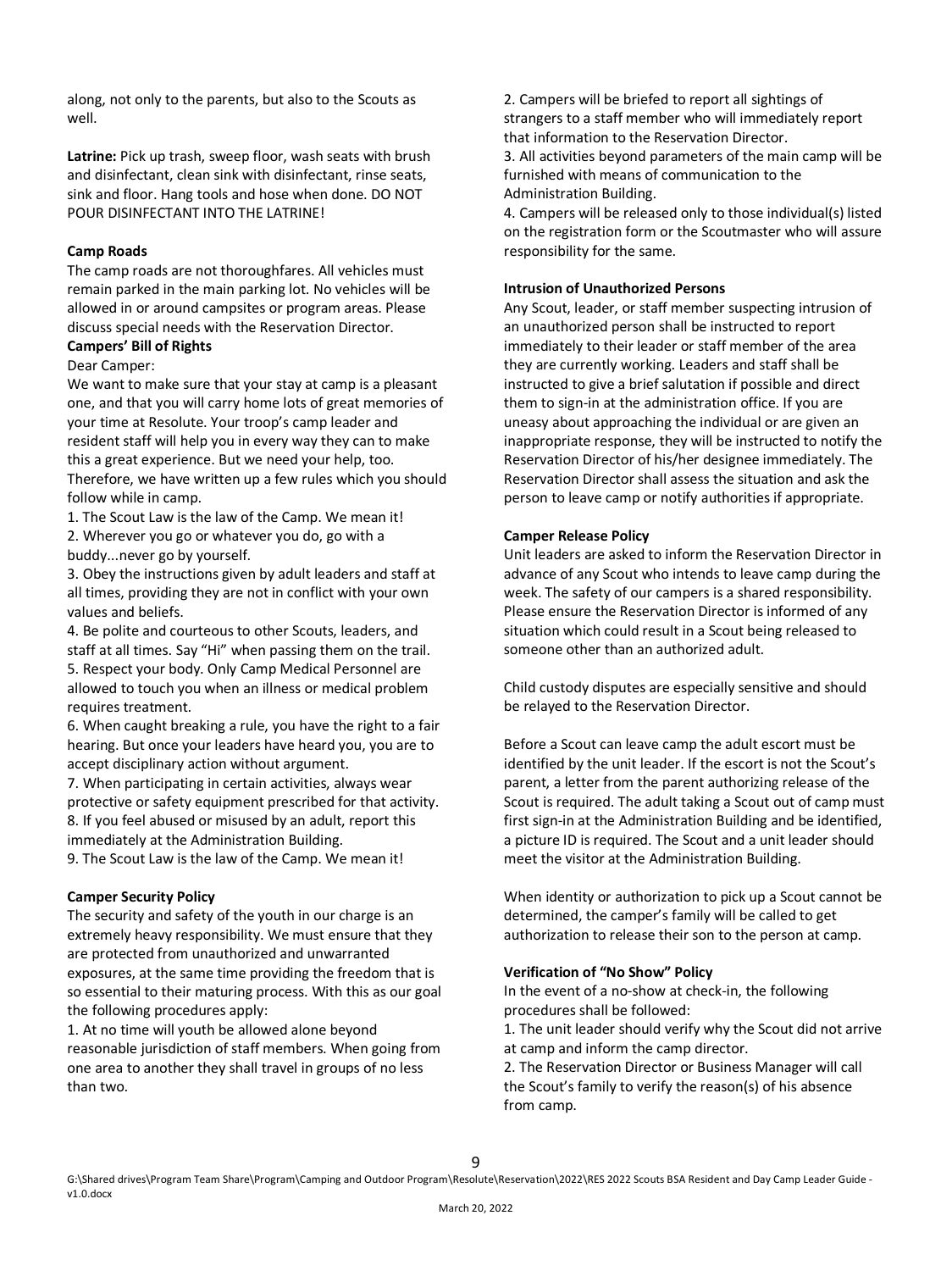along, not only to the parents, but also to the Scouts as well.

**Latrine:** Pick up trash, sweep floor, wash seats with brush and disinfectant, clean sink with disinfectant, rinse seats, sink and floor. Hang tools and hose when done. DO NOT POUR DISINFECTANT INTO THE LATRINE!

**Camp Roads**

The camp roads are not thoroughfares. All vehicles must remain parked in the main parking lot. No vehicles will be allowed in or around campsites or program areas. Please discuss special needs with the Reservation Director.

**Campers' Bill of Rights**

Dear Camper:

We want to make sure that your stay at camp is a pleasant one, and that you will carry home lots of great memories of your time at Resolute. Your troop's camp leader and resident staff will help you in every way they can to make this a great experience. But we need your help, too. Therefore, we have written up a few rules which you should follow while in camp.

1. The Scout Law is the law of the Camp. We mean it!
2. Wherever you go or whatever you do, go with a buddy...never go by yourself.
3. Obey the instructions given by adult leaders and staff at all times, providing they are not in conflict with your own values and beliefs.
4. Be polite and courteous to other Scouts, leaders, and staff at all times. Say "Hi" when passing them on the trail.
5. Respect your body. Only Camp Medical Personnel are allowed to touch you when an illness or medical problem requires treatment.
6. When caught breaking a rule, you have the right to a fair hearing. But once your leaders have heard you, you are to accept disciplinary action without argument.
7. When participating in certain activities, always wear protective or safety equipment prescribed for that activity.
8. If you feel abused or misused by an adult, report this immediately at the Administration Building.
9. The Scout Law is the law of the Camp. We mean it!

**Camper Security Policy**

The security and safety of the youth in our charge is an extremely heavy responsibility. We must ensure that they are protected from unauthorized and unwarranted exposures, at the same time providing the freedom that is so essential to their maturing process. With this as our goal the following procedures apply:

1. At no time will youth be allowed alone beyond reasonable jurisdiction of staff members. When going from one area to another they shall travel in groups of no less than two.
2. Campers will be briefed to report all sightings of strangers to a staff member who will immediately report that information to the Reservation Director.
3. All activities beyond parameters of the main camp will be furnished with means of communication to the Administration Building.
4. Campers will be released only to those individual(s) listed on the registration form or the Scoutmaster who will assure responsibility for the same.

**Intrusion of Unauthorized Persons**

Any Scout, leader, or staff member suspecting intrusion of an unauthorized person shall be instructed to report immediately to their leader or staff member of the area they are currently working. Leaders and staff shall be instructed to give a brief salutation if possible and direct them to sign-in at the administration office. If you are uneasy about approaching the individual or are given an inappropriate response, they will be instructed to notify the Reservation Director of his/her designee immediately. The Reservation Director shall assess the situation and ask the person to leave camp or notify authorities if appropriate.

**Camper Release Policy**

Unit leaders are asked to inform the Reservation Director in advance of any Scout who intends to leave camp during the week. The safety of our campers is a shared responsibility. Please ensure the Reservation Director is informed of any situation which could result in a Scout being released to someone other than an authorized adult.

Child custody disputes are especially sensitive and should be relayed to the Reservation Director.

Before a Scout can leave camp the adult escort must be identified by the unit leader. If the escort is not the Scout's parent, a letter from the parent authorizing release of the Scout is required. The adult taking a Scout out of camp must first sign-in at the Administration Building and be identified, a picture ID is required. The Scout and a unit leader should meet the visitor at the Administration Building.

When identity or authorization to pick up a Scout cannot be determined, the camper's family will be called to get authorization to release their son to the person at camp.

**Verification of "No Show" Policy**

In the event of a no-show at check-in, the following procedures shall be followed:

1. The unit leader should verify why the Scout did not arrive at camp and inform the camp director.
2. The Reservation Director or Business Manager will call the Scout's family to verify the reason(s) of his absence from camp.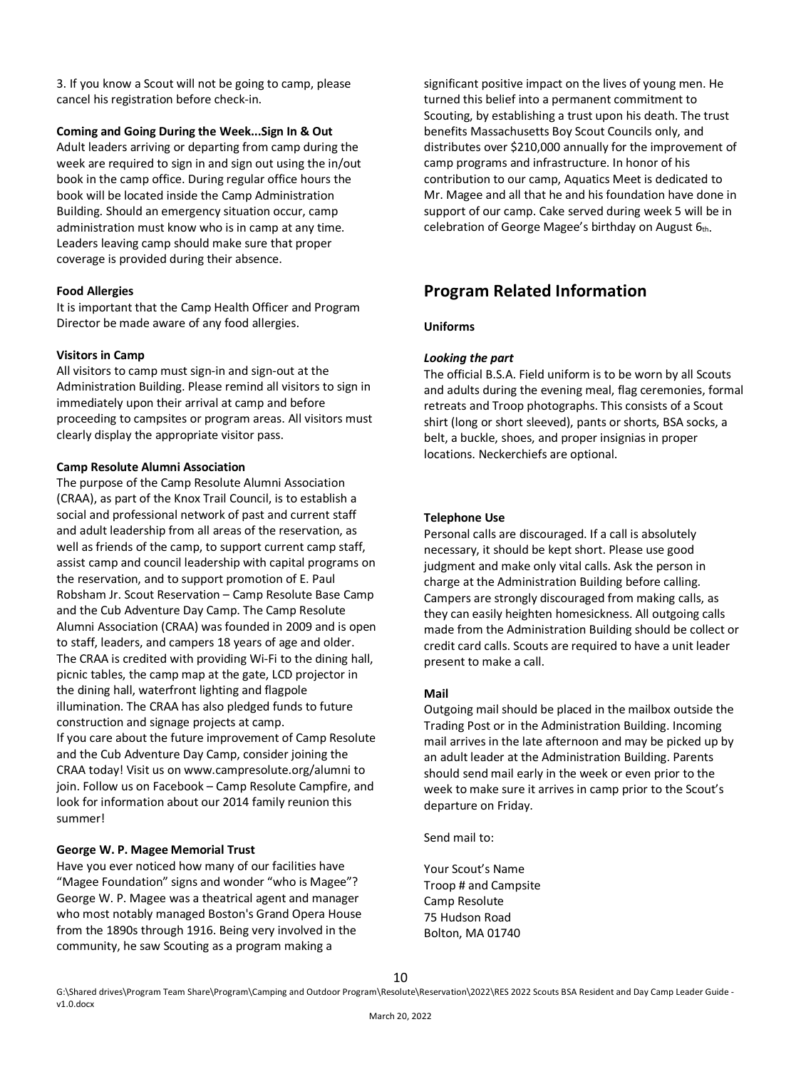3. If you know a Scout will not be going to camp, please cancel his registration before check-in.

**Coming and Going During the Week...Sign In & Out**

Adult leaders arriving or departing from camp during the week are required to sign in and sign out using the in/out book in the camp office. During regular office hours the book will be located inside the Camp Administration Building. Should an emergency situation occur, camp administration must know who is in camp at any time. Leaders leaving camp should make sure that proper coverage is provided during their absence.

**Food Allergies**

It is important that the Camp Health Officer and Program Director be made aware of any food allergies.

**Visitors in Camp**

All visitors to camp must sign-in and sign-out at the Administration Building. Please remind all visitors to sign in immediately upon their arrival at camp and before proceeding to campsites or program areas. All visitors must clearly display the appropriate visitor pass.

**Camp Resolute Alumni Association**

The purpose of the Camp Resolute Alumni Association (CRAA), as part of the Knox Trail Council, is to establish a social and professional network of past and current staff and adult leadership from all areas of the reservation, as well as friends of the camp, to support current camp staff, assist camp and council leadership with capital programs on the reservation, and to support promotion of E. Paul Robsham Jr. Scout Reservation – Camp Resolute Base Camp and the Cub Adventure Day Camp. The Camp Resolute Alumni Association (CRAA) was founded in 2009 and is open to staff, leaders, and campers 18 years of age and older. The CRAA is credited with providing Wi-Fi to the dining hall, picnic tables, the camp map at the gate, LCD projector in the dining hall, waterfront lighting and flagpole illumination. The CRAA has also pledged funds to future construction and signage projects at camp.
If you care about the future improvement of Camp Resolute and the Cub Adventure Day Camp, consider joining the CRAA today! Visit us on www.campresolute.org/alumni to join. Follow us on Facebook – Camp Resolute Campfire, and look for information about our 2014 family reunion this summer!

**George W. P. Magee Memorial Trust**

Have you ever noticed how many of our facilities have "Magee Foundation" signs and wonder "who is Magee"? George W. P. Magee was a theatrical agent and manager who most notably managed Boston's Grand Opera House from the 1890s through 1916. Being very involved in the community, he saw Scouting as a program making a significant positive impact on the lives of young men. He turned this belief into a permanent commitment to Scouting, by establishing a trust upon his death. The trust benefits Massachusetts Boy Scout Councils only, and distributes over $210,000 annually for the improvement of camp programs and infrastructure. In honor of his contribution to our camp, Aquatics Meet is dedicated to Mr. Magee and all that he and his foundation have done in support of our camp. Cake served during week 5 will be in celebration of George Magee's birthday on August 6th.

## Program Related Information

**Uniforms**

***Looking the part***

The official B.S.A. Field uniform is to be worn by all Scouts and adults during the evening meal, flag ceremonies, formal retreats and Troop photographs. This consists of a Scout shirt (long or short sleeved), pants or shorts, BSA socks, a belt, a buckle, shoes, and proper insignias in proper locations. Neckerchiefs are optional.

**Telephone Use**

Personal calls are discouraged. If a call is absolutely necessary, it should be kept short. Please use good judgment and make only vital calls. Ask the person in charge at the Administration Building before calling. Campers are strongly discouraged from making calls, as they can easily heighten homesickness. All outgoing calls made from the Administration Building should be collect or credit card calls. Scouts are required to have a unit leader present to make a call.

**Mail**

Outgoing mail should be placed in the mailbox outside the Trading Post or in the Administration Building. Incoming mail arrives in the late afternoon and may be picked up by an adult leader at the Administration Building. Parents should send mail early in the week or even prior to the week to make sure it arrives in camp prior to the Scout's departure on Friday.

Send mail to:

Your Scout's Name
Troop # and Campsite
Camp Resolute
75 Hudson Road
Bolton, MA 01740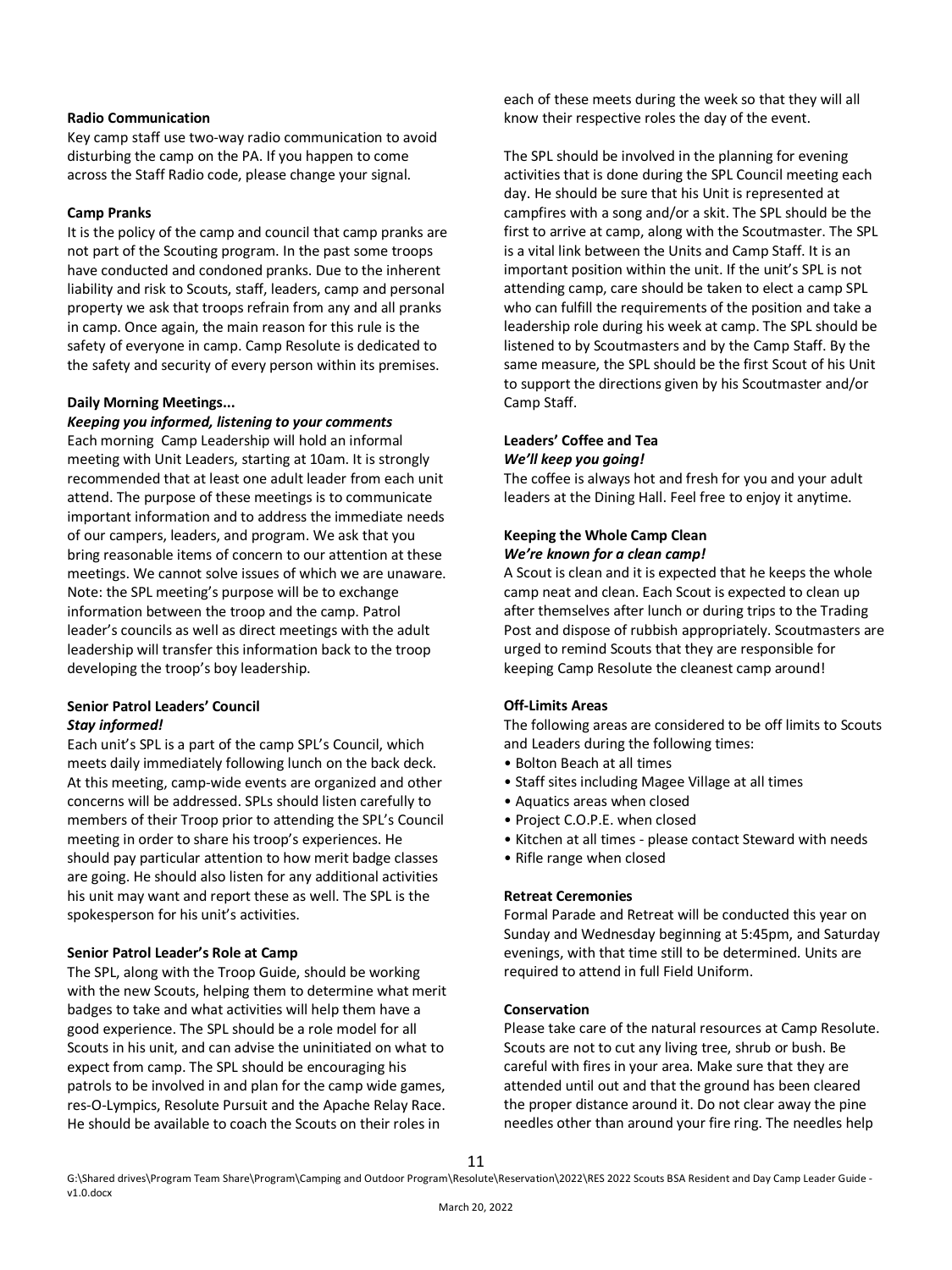### Radio Communication

Key camp staff use two-way radio communication to avoid disturbing the camp on the PA. If you happen to come across the Staff Radio code, please change your signal.

### Camp Pranks

It is the policy of the camp and council that camp pranks are not part of the Scouting program. In the past some troops have conducted and condoned pranks. Due to the inherent liability and risk to Scouts, staff, leaders, camp and personal property we ask that troops refrain from any and all pranks in camp. Once again, the main reason for this rule is the safety of everyone in camp. Camp Resolute is dedicated to the safety and security of every person within its premises.

### Daily Morning Meetings...

***Keeping you informed, listening to your comments***

Each morning Camp Leadership will hold an informal meeting with Unit Leaders, starting at 10am. It is strongly recommended that at least one adult leader from each unit attend. The purpose of these meetings is to communicate important information and to address the immediate needs of our campers, leaders, and program. We ask that you bring reasonable items of concern to our attention at these meetings. We cannot solve issues of which we are unaware. Note: the SPL meeting's purpose will be to exchange information between the troop and the camp. Patrol leader's councils as well as direct meetings with the adult leadership will transfer this information back to the troop developing the troop's boy leadership.

### Senior Patrol Leaders' Council

***Stay informed!***

Each unit's SPL is a part of the camp SPL's Council, which meets daily immediately following lunch on the back deck. At this meeting, camp-wide events are organized and other concerns will be addressed. SPLs should listen carefully to members of their Troop prior to attending the SPL's Council meeting in order to share his troop's experiences. He should pay particular attention to how merit badge classes are going. He should also listen for any additional activities his unit may want and report these as well. The SPL is the spokesperson for his unit's activities.

### Senior Patrol Leader's Role at Camp

The SPL, along with the Troop Guide, should be working with the new Scouts, helping them to determine what merit badges to take and what activities will help them have a good experience. The SPL should be a role model for all Scouts in his unit, and can advise the uninitiated on what to expect from camp. The SPL should be encouraging his patrols to be involved in and plan for the camp wide games, res-O-Lympics, Resolute Pursuit and the Apache Relay Race. He should be available to coach the Scouts on their roles in each of these meets during the week so that they will all know their respective roles the day of the event.

The SPL should be involved in the planning for evening activities that is done during the SPL Council meeting each day. He should be sure that his Unit is represented at campfires with a song and/or a skit. The SPL should be the first to arrive at camp, along with the Scoutmaster. The SPL is a vital link between the Units and Camp Staff. It is an important position within the unit. If the unit's SPL is not attending camp, care should be taken to elect a camp SPL who can fulfill the requirements of the position and take a leadership role during his week at camp. The SPL should be listened to by Scoutmasters and by the Camp Staff. By the same measure, the SPL should be the first Scout of his Unit to support the directions given by his Scoutmaster and/or Camp Staff.

### Leaders' Coffee and Tea

***We'll keep you going!***

The coffee is always hot and fresh for you and your adult leaders at the Dining Hall. Feel free to enjoy it anytime.

### Keeping the Whole Camp Clean

***We're known for a clean camp!***

A Scout is clean and it is expected that he keeps the whole camp neat and clean. Each Scout is expected to clean up after themselves after lunch or during trips to the Trading Post and dispose of rubbish appropriately. Scoutmasters are urged to remind Scouts that they are responsible for keeping Camp Resolute the cleanest camp around!

### Off-Limits Areas

The following areas are considered to be off limits to Scouts and Leaders during the following times:

- Bolton Beach at all times
- Staff sites including Magee Village at all times
- Aquatics areas when closed
- Project C.O.P.E. when closed
- Kitchen at all times - please contact Steward with needs
- Rifle range when closed

### Retreat Ceremonies

Formal Parade and Retreat will be conducted this year on Sunday and Wednesday beginning at 5:45pm, and Saturday evenings, with that time still to be determined. Units are required to attend in full Field Uniform.

### Conservation

Please take care of the natural resources at Camp Resolute. Scouts are not to cut any living tree, shrub or bush. Be careful with fires in your area. Make sure that they are attended until out and that the ground has been cleared the proper distance around it. Do not clear away the pine needles other than around your fire ring. The needles help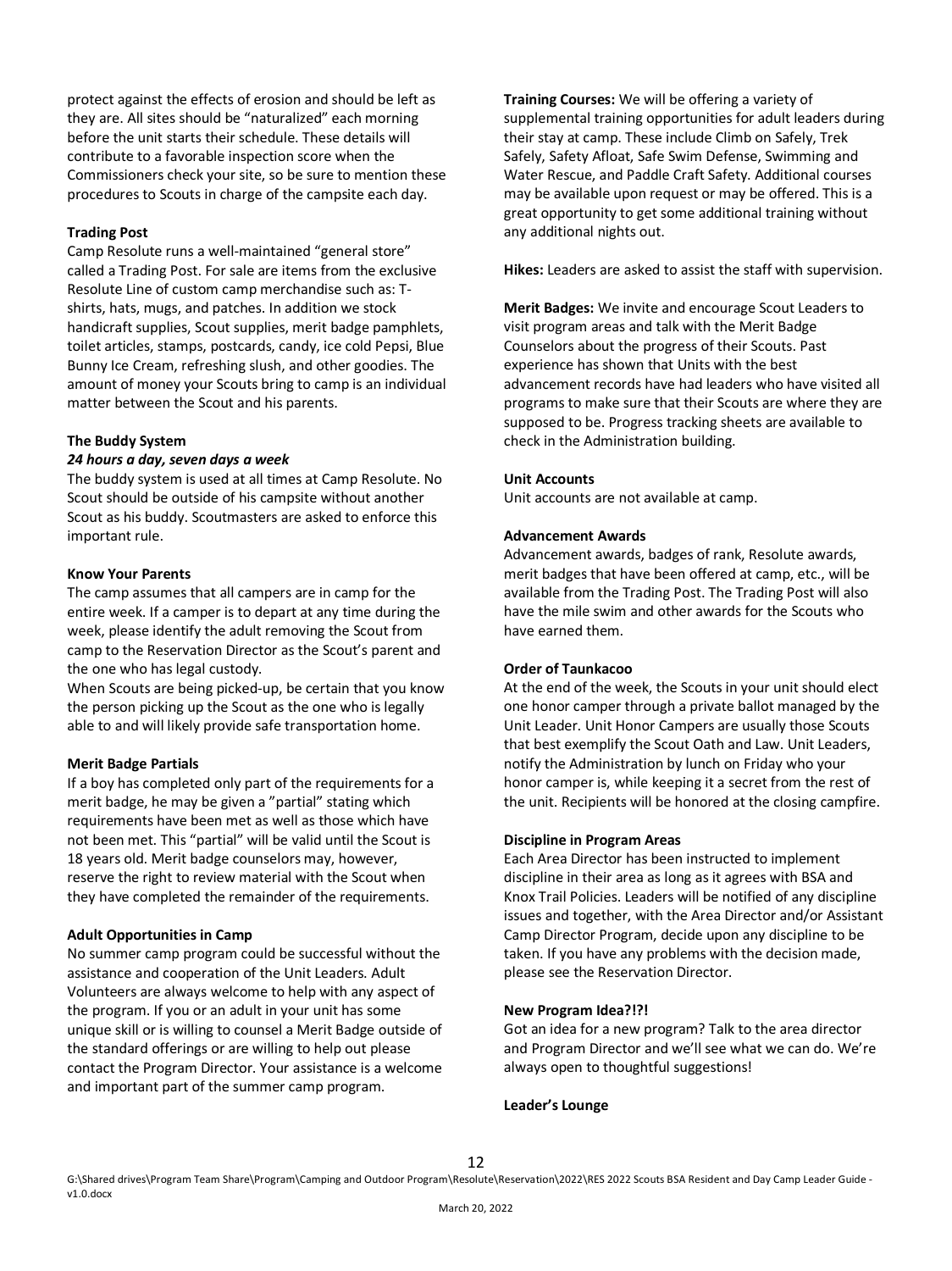protect against the effects of erosion and should be left as they are. All sites should be "naturalized" each morning before the unit starts their schedule. These details will contribute to a favorable inspection score when the Commissioners check your site, so be sure to mention these procedures to Scouts in charge of the campsite each day.

**Trading Post**

Camp Resolute runs a well-maintained "general store" called a Trading Post. For sale are items from the exclusive Resolute Line of custom camp merchandise such as: T-shirts, hats, mugs, and patches. In addition we stock handicraft supplies, Scout supplies, merit badge pamphlets, toilet articles, stamps, postcards, candy, ice cold Pepsi, Blue Bunny Ice Cream, refreshing slush, and other goodies. The amount of money your Scouts bring to camp is an individual matter between the Scout and his parents.

**The Buddy System**

***24 hours a day, seven days a week***

The buddy system is used at all times at Camp Resolute. No Scout should be outside of his campsite without another Scout as his buddy. Scoutmasters are asked to enforce this important rule.

**Know Your Parents**

The camp assumes that all campers are in camp for the entire week. If a camper is to depart at any time during the week, please identify the adult removing the Scout from camp to the Reservation Director as the Scout's parent and the one who has legal custody.

When Scouts are being picked-up, be certain that you know the person picking up the Scout as the one who is legally able to and will likely provide safe transportation home.

**Merit Badge Partials**

If a boy has completed only part of the requirements for a merit badge, he may be given a "partial" stating which requirements have been met as well as those which have not been met. This "partial" will be valid until the Scout is 18 years old. Merit badge counselors may, however, reserve the right to review material with the Scout when they have completed the remainder of the requirements.

**Adult Opportunities in Camp**

No summer camp program could be successful without the assistance and cooperation of the Unit Leaders. Adult Volunteers are always welcome to help with any aspect of the program. If you or an adult in your unit has some unique skill or is willing to counsel a Merit Badge outside of the standard offerings or are willing to help out please contact the Program Director. Your assistance is a welcome and important part of the summer camp program.

**Training Courses:** We will be offering a variety of supplemental training opportunities for adult leaders during their stay at camp. These include Climb on Safely, Trek Safely, Safety Afloat, Safe Swim Defense, Swimming and Water Rescue, and Paddle Craft Safety. Additional courses may be available upon request or may be offered. This is a great opportunity to get some additional training without any additional nights out.

**Hikes:** Leaders are asked to assist the staff with supervision.

**Merit Badges:** We invite and encourage Scout Leaders to visit program areas and talk with the Merit Badge Counselors about the progress of their Scouts. Past experience has shown that Units with the best advancement records have had leaders who have visited all programs to make sure that their Scouts are where they are supposed to be. Progress tracking sheets are available to check in the Administration building.

**Unit Accounts**

Unit accounts are not available at camp.

**Advancement Awards**

Advancement awards, badges of rank, Resolute awards, merit badges that have been offered at camp, etc., will be available from the Trading Post. The Trading Post will also have the mile swim and other awards for the Scouts who have earned them.

**Order of Taunkacoo**

At the end of the week, the Scouts in your unit should elect one honor camper through a private ballot managed by the Unit Leader. Unit Honor Campers are usually those Scouts that best exemplify the Scout Oath and Law. Unit Leaders, notify the Administration by lunch on Friday who your honor camper is, while keeping it a secret from the rest of the unit. Recipients will be honored at the closing campfire.

**Discipline in Program Areas**

Each Area Director has been instructed to implement discipline in their area as long as it agrees with BSA and Knox Trail Policies. Leaders will be notified of any discipline issues and together, with the Area Director and/or Assistant Camp Director Program, decide upon any discipline to be taken. If you have any problems with the decision made, please see the Reservation Director.

**New Program Idea?!?!**

Got an idea for a new program? Talk to the area director and Program Director and we'll see what we can do. We're always open to thoughtful suggestions!

**Leader's Lounge**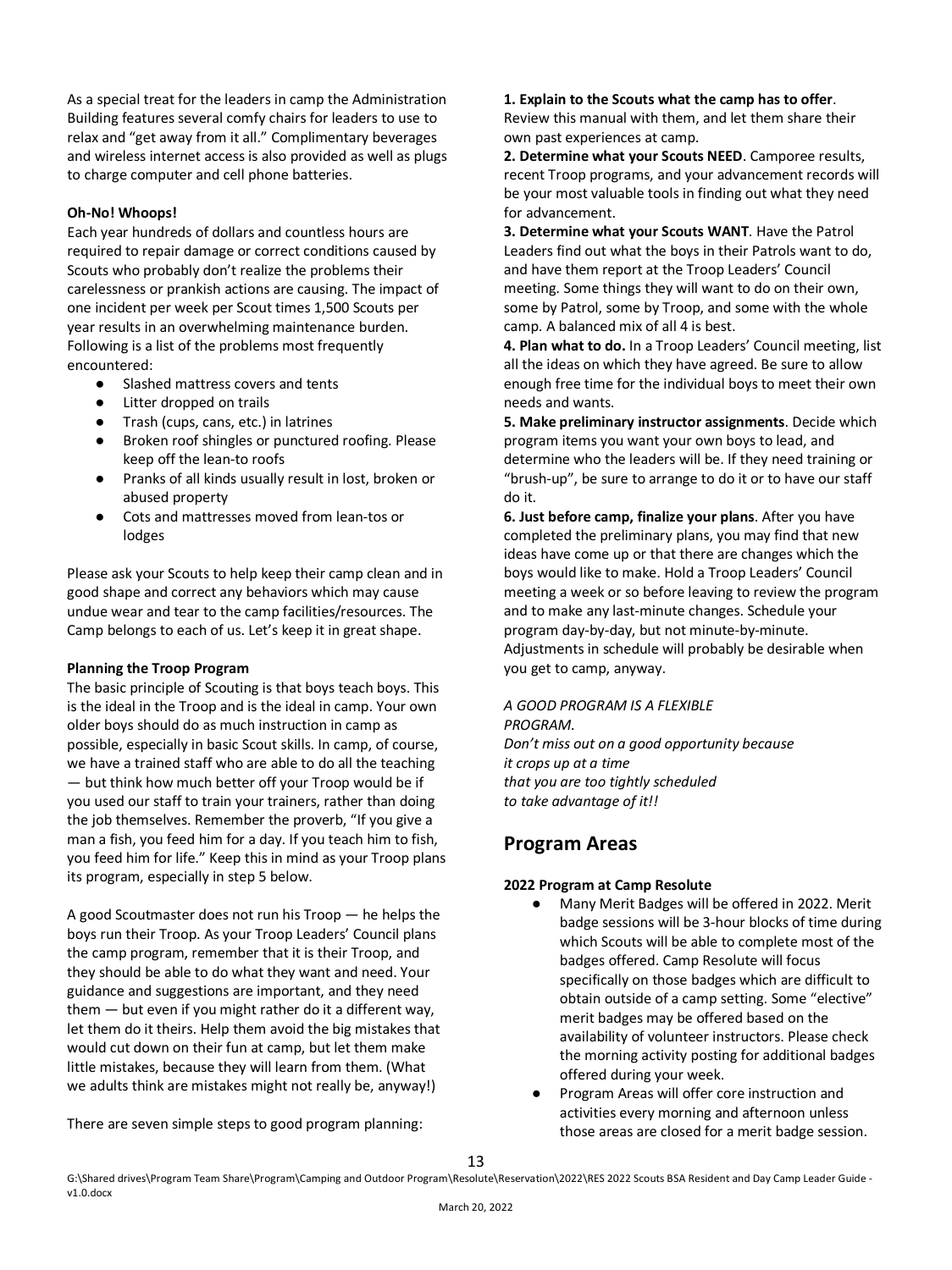As a special treat for the leaders in camp the Administration Building features several comfy chairs for leaders to use to relax and "get away from it all." Complimentary beverages and wireless internet access is also provided as well as plugs to charge computer and cell phone batteries.

**Oh-No! Whoops!**

Each year hundreds of dollars and countless hours are required to repair damage or correct conditions caused by Scouts who probably don't realize the problems their carelessness or prankish actions are causing. The impact of one incident per week per Scout times 1,500 Scouts per year results in an overwhelming maintenance burden. Following is a list of the problems most frequently encountered:

- Slashed mattress covers and tents
- Litter dropped on trails
- Trash (cups, cans, etc.) in latrines
- Broken roof shingles or punctured roofing. Please keep off the lean-to roofs
- Pranks of all kinds usually result in lost, broken or abused property
- Cots and mattresses moved from lean-tos or lodges

Please ask your Scouts to help keep their camp clean and in good shape and correct any behaviors which may cause undue wear and tear to the camp facilities/resources. The Camp belongs to each of us. Let's keep it in great shape.

**Planning the Troop Program**

The basic principle of Scouting is that boys teach boys. This is the ideal in the Troop and is the ideal in camp. Your own older boys should do as much instruction in camp as possible, especially in basic Scout skills. In camp, of course, we have a trained staff who are able to do all the teaching — but think how much better off your Troop would be if you used our staff to train your trainers, rather than doing the job themselves. Remember the proverb, "If you give a man a fish, you feed him for a day. If you teach him to fish, you feed him for life." Keep this in mind as your Troop plans its program, especially in step 5 below.

A good Scoutmaster does not run his Troop — he helps the boys run their Troop. As your Troop Leaders' Council plans the camp program, remember that it is their Troop, and they should be able to do what they want and need. Your guidance and suggestions are important, and they need them — but even if you might rather do it a different way, let them do it theirs. Help them avoid the big mistakes that would cut down on their fun at camp, but let them make little mistakes, because they will learn from them. (What we adults think are mistakes might not really be, anyway!)

There are seven simple steps to good program planning:

**1. Explain to the Scouts what the camp has to offer**. Review this manual with them, and let them share their own past experiences at camp.

**2. Determine what your Scouts NEED**. Camporee results, recent Troop programs, and your advancement records will be your most valuable tools in finding out what they need for advancement.

**3. Determine what your Scouts WANT**. Have the Patrol Leaders find out what the boys in their Patrols want to do, and have them report at the Troop Leaders' Council meeting. Some things they will want to do on their own, some by Patrol, some by Troop, and some with the whole camp. A balanced mix of all 4 is best.

**4. Plan what to do.** In a Troop Leaders' Council meeting, list all the ideas on which they have agreed. Be sure to allow enough free time for the individual boys to meet their own needs and wants.

**5. Make preliminary instructor assignments**. Decide which program items you want your own boys to lead, and determine who the leaders will be. If they need training or "brush-up", be sure to arrange to do it or to have our staff do it.

**6. Just before camp, finalize your plans**. After you have completed the preliminary plans, you may find that new ideas have come up or that there are changes which the boys would like to make. Hold a Troop Leaders' Council meeting a week or so before leaving to review the program and to make any last-minute changes. Schedule your program day-by-day, but not minute-by-minute. Adjustments in schedule will probably be desirable when you get to camp, anyway.

*A GOOD PROGRAM IS A FLEXIBLE PROGRAM.*
*Don't miss out on a good opportunity because it crops up at a time that you are too tightly scheduled to take advantage of it!!*

## Program Areas

**2022 Program at Camp Resolute**

- Many Merit Badges will be offered in 2022. Merit badge sessions will be 3-hour blocks of time during which Scouts will be able to complete most of the badges offered. Camp Resolute will focus specifically on those badges which are difficult to obtain outside of a camp setting. Some "elective" merit badges may be offered based on the availability of volunteer instructors. Please check the morning activity posting for additional badges offered during your week.
- Program Areas will offer core instruction and activities every morning and afternoon unless those areas are closed for a merit badge session.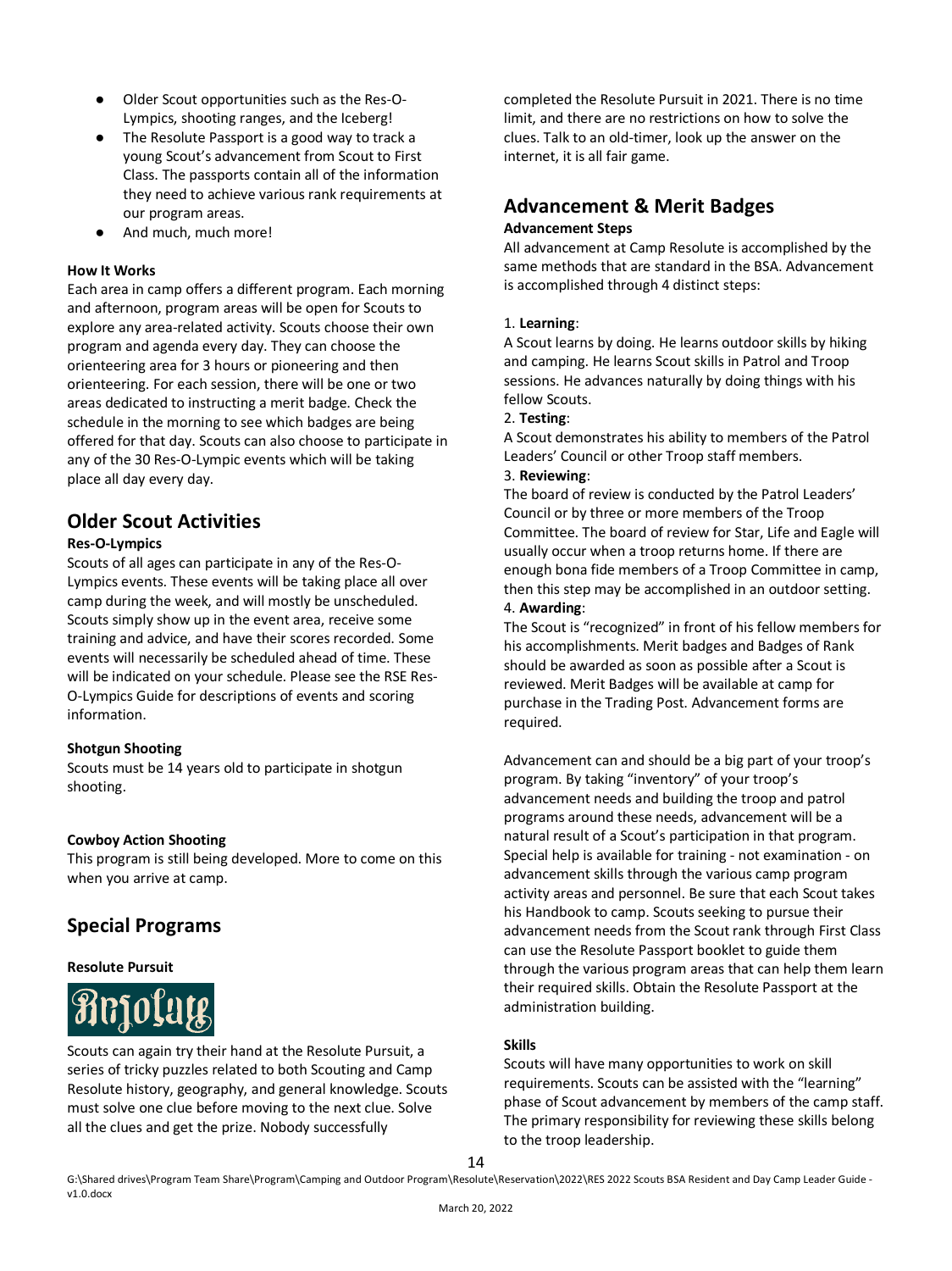- Older Scout opportunities such as the Res-O-Lympics, shooting ranges, and the Iceberg!
- The Resolute Passport is a good way to track a young Scout's advancement from Scout to First Class. The passports contain all of the information they need to achieve various rank requirements at our program areas.
- And much, much more!

**How It Works**

Each area in camp offers a different program. Each morning and afternoon, program areas will be open for Scouts to explore any area-related activity. Scouts choose their own program and agenda every day. They can choose the orienteering area for 3 hours or pioneering and then orienteering. For each session, there will be one or two areas dedicated to instructing a merit badge. Check the schedule in the morning to see which badges are being offered for that day. Scouts can also choose to participate in any of the 30 Res-O-Lympic events which will be taking place all day every day.

## Older Scout Activities

**Res-O-Lympics**

Scouts of all ages can participate in any of the Res-O-Lympics events. These events will be taking place all over camp during the week, and will mostly be unscheduled. Scouts simply show up in the event area, receive some training and advice, and have their scores recorded. Some events will necessarily be scheduled ahead of time. These will be indicated on your schedule. Please see the RSE Res-O-Lympics Guide for descriptions of events and scoring information.

**Shotgun Shooting**

Scouts must be 14 years old to participate in shotgun shooting.

**Cowboy Action Shooting**

This program is still being developed. More to come on this when you arrive at camp.

## Special Programs

**Resolute Pursuit**

Resolute

Scouts can again try their hand at the Resolute Pursuit, a series of tricky puzzles related to both Scouting and Camp Resolute history, geography, and general knowledge. Scouts must solve one clue before moving to the next clue. Solve all the clues and get the prize. Nobody successfully completed the Resolute Pursuit in 2021. There is no time limit, and there are no restrictions on how to solve the clues. Talk to an old-timer, look up the answer on the internet, it is all fair game.

## Advancement & Merit Badges

**Advancement Steps**

All advancement at Camp Resolute is accomplished by the same methods that are standard in the BSA. Advancement is accomplished through 4 distinct steps:

1. **Learning**:
A Scout learns by doing. He learns outdoor skills by hiking and camping. He learns Scout skills in Patrol and Troop sessions. He advances naturally by doing things with his fellow Scouts.
2. **Testing**:
A Scout demonstrates his ability to members of the Patrol Leaders' Council or other Troop staff members.
3. **Reviewing**:
The board of review is conducted by the Patrol Leaders' Council or by three or more members of the Troop Committee. The board of review for Star, Life and Eagle will usually occur when a troop returns home. If there are enough bona fide members of a Troop Committee in camp, then this step may be accomplished in an outdoor setting.
4. **Awarding**:
The Scout is "recognized" in front of his fellow members for his accomplishments. Merit badges and Badges of Rank should be awarded as soon as possible after a Scout is reviewed. Merit Badges will be available at camp for purchase in the Trading Post. Advancement forms are required.

Advancement can and should be a big part of your troop's program. By taking "inventory" of your troop's advancement needs and building the troop and patrol programs around these needs, advancement will be a natural result of a Scout's participation in that program. Special help is available for training - not examination - on advancement skills through the various camp program activity areas and personnel. Be sure that each Scout takes his Handbook to camp. Scouts seeking to pursue their advancement needs from the Scout rank through First Class can use the Resolute Passport booklet to guide them through the various program areas that can help them learn their required skills. Obtain the Resolute Passport at the administration building.

**Skills**

Scouts will have many opportunities to work on skill requirements. Scouts can be assisted with the "learning" phase of Scout advancement by members of the camp staff. The primary responsibility for reviewing these skills belong to the troop leadership.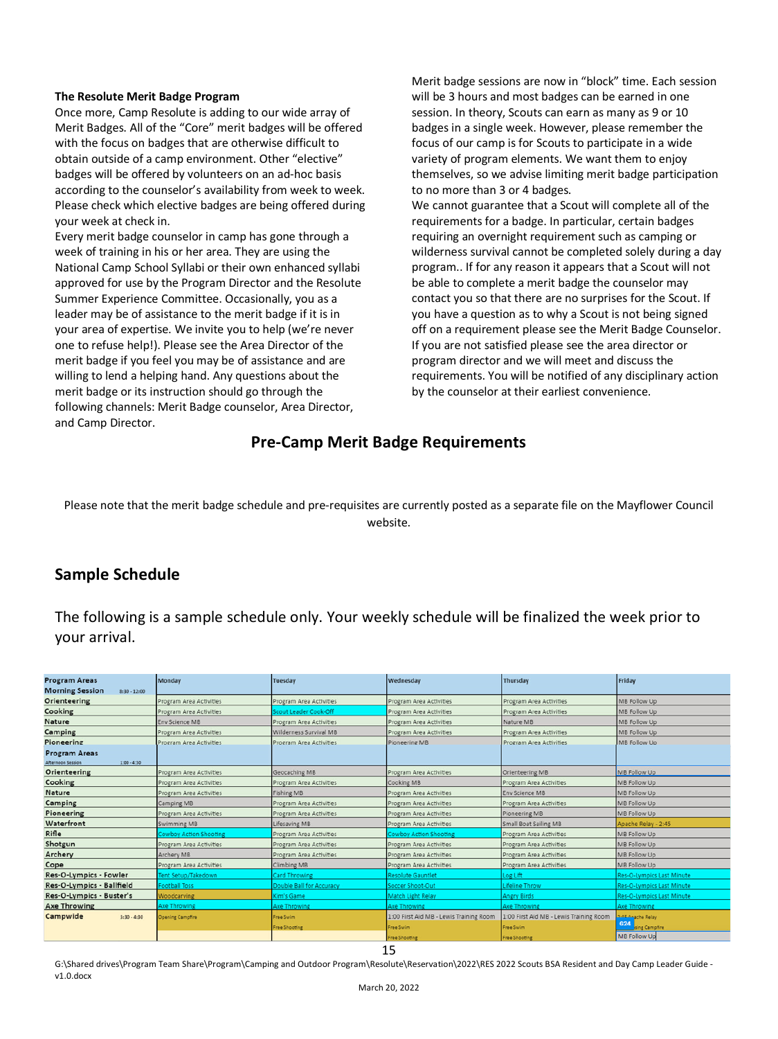**The Resolute Merit Badge Program**

Once more, Camp Resolute is adding to our wide array of Merit Badges. All of the "Core" merit badges will be offered with the focus on badges that are otherwise difficult to obtain outside of a camp environment. Other "elective" badges will be offered by volunteers on an ad-hoc basis according to the counselor's availability from week to week. Please check which elective badges are being offered during your week at check in.

Every merit badge counselor in camp has gone through a week of training in his or her area. They are using the National Camp School Syllabi or their own enhanced syllabi approved for use by the Program Director and the Resolute Summer Experience Committee. Occasionally, you as a leader may be of assistance to the merit badge if it is in your area of expertise. We invite you to help (we're never one to refuse help!). Please see the Area Director of the merit badge if you feel you may be of assistance and are willing to lend a helping hand. Any questions about the merit badge or its instruction should go through the following channels: Merit Badge counselor, Area Director, and Camp Director.

Merit badge sessions are now in "block" time. Each session will be 3 hours and most badges can be earned in one session. In theory, Scouts can earn as many as 9 or 10 badges in a single week. However, please remember the focus of our camp is for Scouts to participate in a wide variety of program elements. We want them to enjoy themselves, so we advise limiting merit badge participation to no more than 3 or 4 badges.

We cannot guarantee that a Scout will complete all of the requirements for a badge. In particular, certain badges requiring an overnight requirement such as camping or wilderness survival cannot be completed solely during a day program.. If for any reason it appears that a Scout will not be able to complete a merit badge the counselor may contact you so that there are no surprises for the Scout. If you have a question as to why a Scout is not being signed off on a requirement please see the Merit Badge Counselor. If you are not satisfied please see the area director or program director and we will meet and discuss the requirements. You will be notified of any disciplinary action by the counselor at their earliest convenience.

## Pre-Camp Merit Badge Requirements

Please note that the merit badge schedule and pre-requisites are currently posted as a separate file on the Mayflower Council website.

## Sample Schedule

The following is a sample schedule only. Your weekly schedule will be finalized the week prior to your arrival.

| Program Areas / Morning Session 8:30 - 12:00 | Monday | Tuesday | Wednesday | Thursday | Friday |
|---|---|---|---|---|---|
| Orienteering | Program Area Activities | Program Area Activities | Program Area Activities | Program Area Activities | MB Follow Up |
| Cooking | Program Area Activities | Scout Leader Cook-Off | Program Area Activities | Program Area Activities | MB Follow Up |
| Nature | Env Science MB | Program Area Activities | Program Area Activities | Nature MB | MB Follow Up |
| Camping | Program Area Activities | Wilderness Survival MB | Program Area Activities | Program Area Activities | MB Follow Up |
| Pioneering | Program Area Activities | Program Area Activities | Pioneering MB | Program Area Activities | MB Follow Up |
| **Program Areas / Afternoon Session 1:00 - 4:30** | | | | | |
| Orienteering | Program Area Activities | Geocaching MB | Program Area Activities | Orienteering MB | MB Follow Up |
| Cooking | Program Area Activities | Program Area Activities | Cooking MB | Program Area Activities | MB Follow Up |
| Nature | Program Area Activities | Fishing MB | Program Area Activities | Env Science MB | MB Follow Up |
| Camping | Camping MB | Program Area Activities | Program Area Activities | Program Area Activities | MB Follow Up |
| Pioneering | Program Area Activities | Program Area Activities | Program Area Activities | Pioneering MB | MB Follow Up |
| Waterfront | Swimming MB | Lifesaving MB | Program Area Activities | Small Boat Sailing MB | Apache Relay - 2:45 |
| Rifle | Cowboy Action Shooting | Program Area Activities | Cowboy Action Shooting | Program Area Activities | MB Follow Up |
| Shotgun | Program Area Activities | Program Area Activities | Program Area Activities | Program Area Activities | MB Follow Up |
| Archery | Archery MB | Program Area Activities | Program Area Activities | Program Area Activities | MB Follow Up |
| Cope | Program Area Activities | Climbing MB | Program Area Activities | Program Area Activities | MB Follow Up |
| Res-O-Lympics - Fowler | Tent Setup/Takedown | Card Throwing | Resolute Gauntlet | Log Lift | Res-O-lympics Last Minute |
| Res-O-Lympics - Ballfield | Football Toss | Double Ball for Accuracy | Soccer Shoot-Out | Lifeline Throw | Res-O-lympics Last Minute |
| Res-O-Lympics - Buster's | Woodcarving | Kim's Game | Match Light Relay | Angry Birds | Res-O-lympics Last Minute |
| Axe Throwing | Axe Throwing | Axe Throwing | Axe Throwing | Axe Throwing | Axe Throwing |
| Campwide 3:30 - 4:30 | Opening Campfire | Free Swim<br>Free Shooting | 1:00 First Aid MB - Lewis Training Room<br>Free Swim<br>Free Shooting | 1:00 First Aid MB - Lewis Training Room<br>Free Swim<br>Free Shooting | 2:45 Apache Relay<br>Closing Campfire<br>MB Follow Up |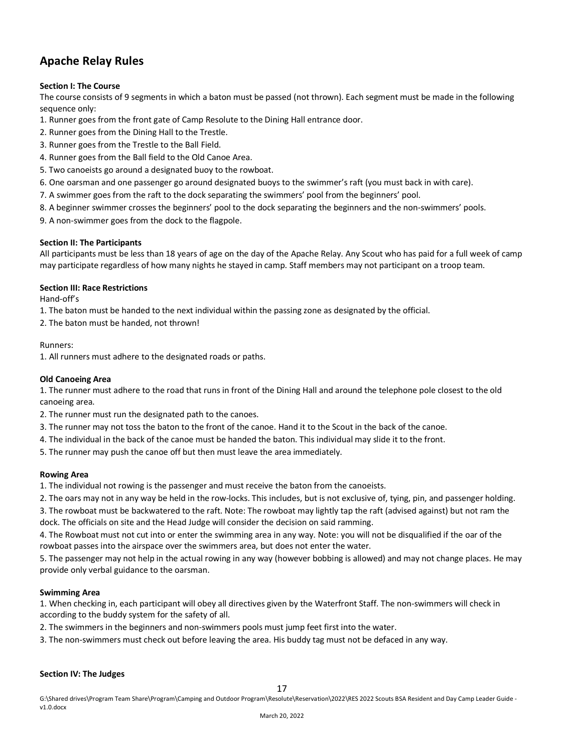## Apache Relay Rules

**Section I: The Course**

The course consists of 9 segments in which a baton must be passed (not thrown). Each segment must be made in the following sequence only:

1. Runner goes from the front gate of Camp Resolute to the Dining Hall entrance door.
2. Runner goes from the Dining Hall to the Trestle.
3. Runner goes from the Trestle to the Ball Field.
4. Runner goes from the Ball field to the Old Canoe Area.
5. Two canoeists go around a designated buoy to the rowboat.
6. One oarsman and one passenger go around designated buoys to the swimmer's raft (you must back in with care).
7. A swimmer goes from the raft to the dock separating the swimmers' pool from the beginners' pool.
8. A beginner swimmer crosses the beginners' pool to the dock separating the beginners and the non-swimmers' pools.
9. A non-swimmer goes from the dock to the flagpole.

**Section II: The Participants**

All participants must be less than 18 years of age on the day of the Apache Relay. Any Scout who has paid for a full week of camp may participate regardless of how many nights he stayed in camp. Staff members may not participant on a troop team.

**Section III: Race Restrictions**

Hand-off's

1. The baton must be handed to the next individual within the passing zone as designated by the official.
2. The baton must be handed, not thrown!

Runners:

1. All runners must adhere to the designated roads or paths.

**Old Canoeing Area**

1. The runner must adhere to the road that runs in front of the Dining Hall and around the telephone pole closest to the old canoeing area.
2. The runner must run the designated path to the canoes.
3. The runner may not toss the baton to the front of the canoe. Hand it to the Scout in the back of the canoe.
4. The individual in the back of the canoe must be handed the baton. This individual may slide it to the front.
5. The runner may push the canoe off but then must leave the area immediately.

**Rowing Area**

1. The individual not rowing is the passenger and must receive the baton from the canoeists.
2. The oars may not in any way be held in the row-locks. This includes, but is not exclusive of, tying, pin, and passenger holding.
3. The rowboat must be backwatered to the raft. Note: The rowboat may lightly tap the raft (advised against) but not ram the dock. The officials on site and the Head Judge will consider the decision on said ramming.
4. The Rowboat must not cut into or enter the swimming area in any way. Note: you will not be disqualified if the oar of the rowboat passes into the airspace over the swimmers area, but does not enter the water.
5. The passenger may not help in the actual rowing in any way (however bobbing is allowed) and may not change places. He may provide only verbal guidance to the oarsman.

**Swimming Area**

1. When checking in, each participant will obey all directives given by the Waterfront Staff. The non-swimmers will check in according to the buddy system for the safety of all.
2. The swimmers in the beginners and non-swimmers pools must jump feet first into the water.
3. The non-swimmers must check out before leaving the area. His buddy tag must not be defaced in any way.

**Section IV: The Judges**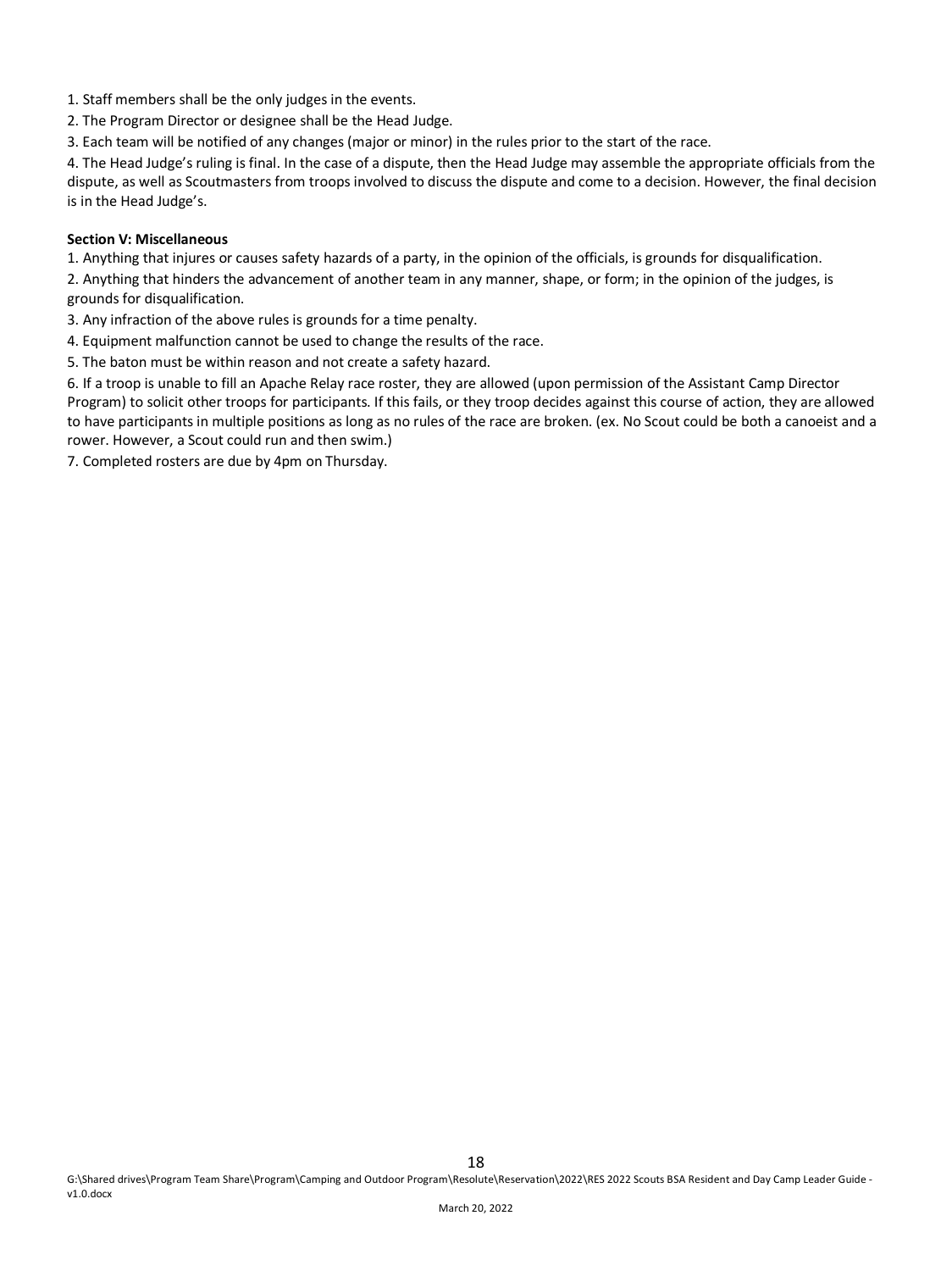1. Staff members shall be the only judges in the events.
2. The Program Director or designee shall be the Head Judge.
3. Each team will be notified of any changes (major or minor) in the rules prior to the start of the race.
4. The Head Judge's ruling is final. In the case of a dispute, then the Head Judge may assemble the appropriate officials from the dispute, as well as Scoutmasters from troops involved to discuss the dispute and come to a decision. However, the final decision is in the Head Judge's.

**Section V: Miscellaneous**

1. Anything that injures or causes safety hazards of a party, in the opinion of the officials, is grounds for disqualification.
2. Anything that hinders the advancement of another team in any manner, shape, or form; in the opinion of the judges, is grounds for disqualification.
3. Any infraction of the above rules is grounds for a time penalty.
4. Equipment malfunction cannot be used to change the results of the race.
5. The baton must be within reason and not create a safety hazard.
6. If a troop is unable to fill an Apache Relay race roster, they are allowed (upon permission of the Assistant Camp Director Program) to solicit other troops for participants. If this fails, or they troop decides against this course of action, they are allowed to have participants in multiple positions as long as no rules of the race are broken. (ex. No Scout could be both a canoeist and a rower. However, a Scout could run and then swim.)
7. Completed rosters are due by 4pm on Thursday.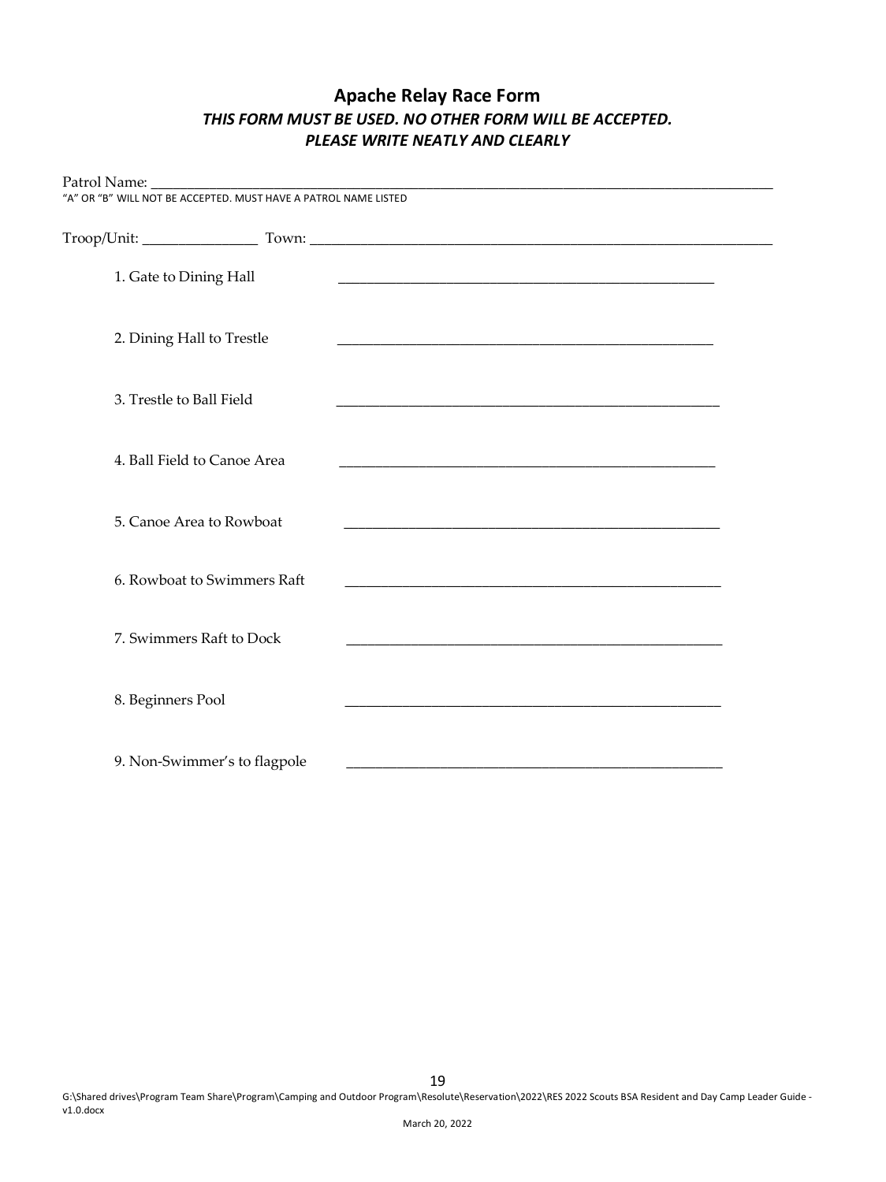## Apache Relay Race Form

***THIS FORM MUST BE USED. NO OTHER FORM WILL BE ACCEPTED.***
***PLEASE WRITE NEATLY AND CLEARLY***

Patrol Name: ______________________________________________________________________________

"A" OR "B" WILL NOT BE ACCEPTED. MUST HAVE A PATROL NAME LISTED

Troop/Unit: _______________ Town: _______________________________________________________

1. Gate to Dining Hall ______________________________________________

2. Dining Hall to Trestle ______________________________________________

3. Trestle to Ball Field ______________________________________________

4. Ball Field to Canoe Area ______________________________________________

5. Canoe Area to Rowboat ______________________________________________

6. Rowboat to Swimmers Raft ______________________________________________

7. Swimmers Raft to Dock ______________________________________________

8. Beginners Pool ______________________________________________

9. Non-Swimmer's to flagpole ______________________________________________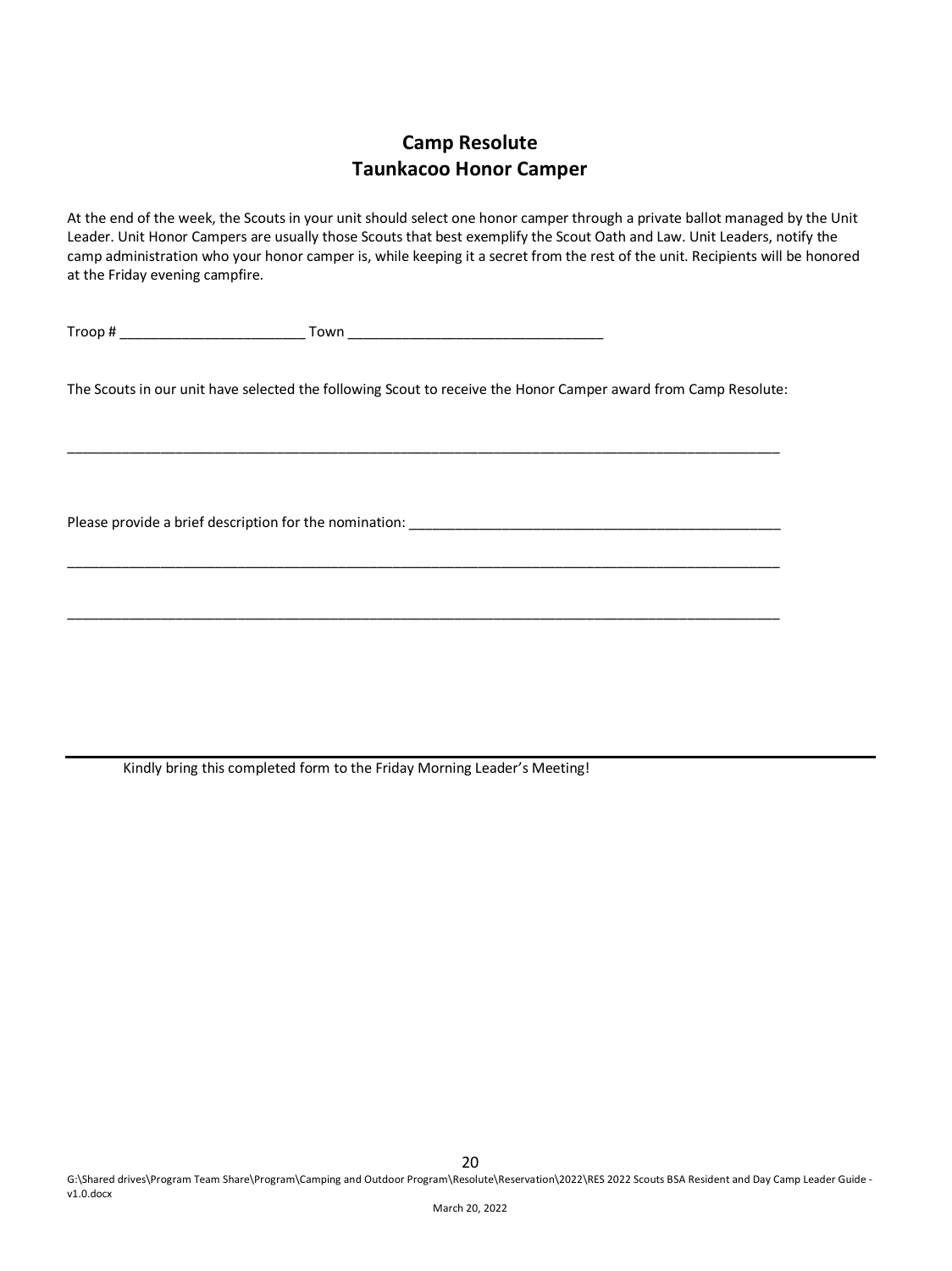# Camp Resolute
# Taunkacoo Honor Camper

At the end of the week, the Scouts in your unit should select one honor camper through a private ballot managed by the Unit Leader. Unit Honor Campers are usually those Scouts that best exemplify the Scout Oath and Law. Unit Leaders, notify the camp administration who your honor camper is, while keeping it a secret from the rest of the unit. Recipients will be honored at the Friday evening campfire.

Troop # ________________________ Town _________________________________

The Scouts in our unit have selected the following Scout to receive the Honor Camper award from Camp Resolute:

_______________________________________________________________________________________________

Please provide a brief description for the nomination: _________________________________________________

_______________________________________________________________________________________________

_______________________________________________________________________________________________

---

Kindly bring this completed form to the Friday Morning Leader's Meeting!